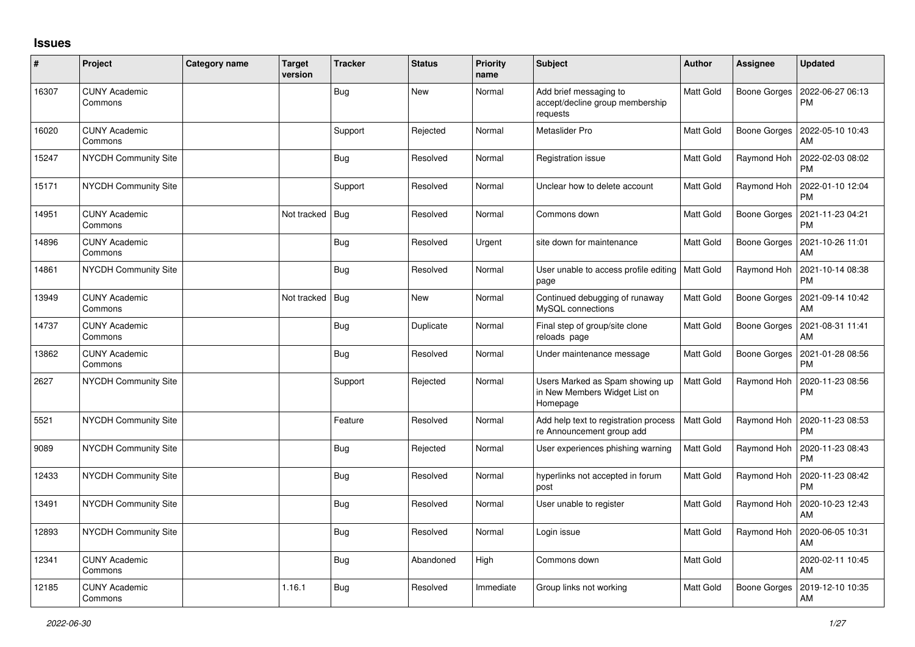## Issues

| # | Project | Category name | Target version | Tracker | Status | Priority name | Subject | Author | Assignee | Updated |
|---|---|---|---|---|---|---|---|---|---|---|
| 16307 | CUNY Academic Commons | | | Bug | New | Normal | Add brief messaging to accept/decline group membership requests | Matt Gold | Boone Gorges | 2022-06-27 06:13 PM |
| 16020 | CUNY Academic Commons | | | Support | Rejected | Normal | Metaslider Pro | Matt Gold | Boone Gorges | 2022-05-10 10:43 AM |
| 15247 | NYCDH Community Site | | | Bug | Resolved | Normal | Registration issue | Matt Gold | Raymond Hoh | 2022-02-03 08:02 PM |
| 15171 | NYCDH Community Site | | | Support | Resolved | Normal | Unclear how to delete account | Matt Gold | Raymond Hoh | 2022-01-10 12:04 PM |
| 14951 | CUNY Academic Commons | | Not tracked | Bug | Resolved | Normal | Commons down | Matt Gold | Boone Gorges | 2021-11-23 04:21 PM |
| 14896 | CUNY Academic Commons | | | Bug | Resolved | Urgent | site down for maintenance | Matt Gold | Boone Gorges | 2021-10-26 11:01 AM |
| 14861 | NYCDH Community Site | | | Bug | Resolved | Normal | User unable to access profile editing page | Matt Gold | Raymond Hoh | 2021-10-14 08:38 PM |
| 13949 | CUNY Academic Commons | | Not tracked | Bug | New | Normal | Continued debugging of runaway MySQL connections | Matt Gold | Boone Gorges | 2021-09-14 10:42 AM |
| 14737 | CUNY Academic Commons | | | Bug | Duplicate | Normal | Final step of group/site clone reloads page | Matt Gold | Boone Gorges | 2021-08-31 11:41 AM |
| 13862 | CUNY Academic Commons | | | Bug | Resolved | Normal | Under maintenance message | Matt Gold | Boone Gorges | 2021-01-28 08:56 PM |
| 2627 | NYCDH Community Site | | | Support | Rejected | Normal | Users Marked as Spam showing up in New Members Widget List on Homepage | Matt Gold | Raymond Hoh | 2020-11-23 08:56 PM |
| 5521 | NYCDH Community Site | | | Feature | Resolved | Normal | Add help text to registration process re Announcement group add | Matt Gold | Raymond Hoh | 2020-11-23 08:53 PM |
| 9089 | NYCDH Community Site | | | Bug | Rejected | Normal | User experiences phishing warning | Matt Gold | Raymond Hoh | 2020-11-23 08:43 PM |
| 12433 | NYCDH Community Site | | | Bug | Resolved | Normal | hyperlinks not accepted in forum post | Matt Gold | Raymond Hoh | 2020-11-23 08:42 PM |
| 13491 | NYCDH Community Site | | | Bug | Resolved | Normal | User unable to register | Matt Gold | Raymond Hoh | 2020-10-23 12:43 AM |
| 12893 | NYCDH Community Site | | | Bug | Resolved | Normal | Login issue | Matt Gold | Raymond Hoh | 2020-06-05 10:31 AM |
| 12341 | CUNY Academic Commons | | | Bug | Abandoned | High | Commons down | Matt Gold | | 2020-02-11 10:45 AM |
| 12185 | CUNY Academic Commons | | 1.16.1 | Bug | Resolved | Immediate | Group links not working | Matt Gold | Boone Gorges | 2019-12-10 10:35 AM |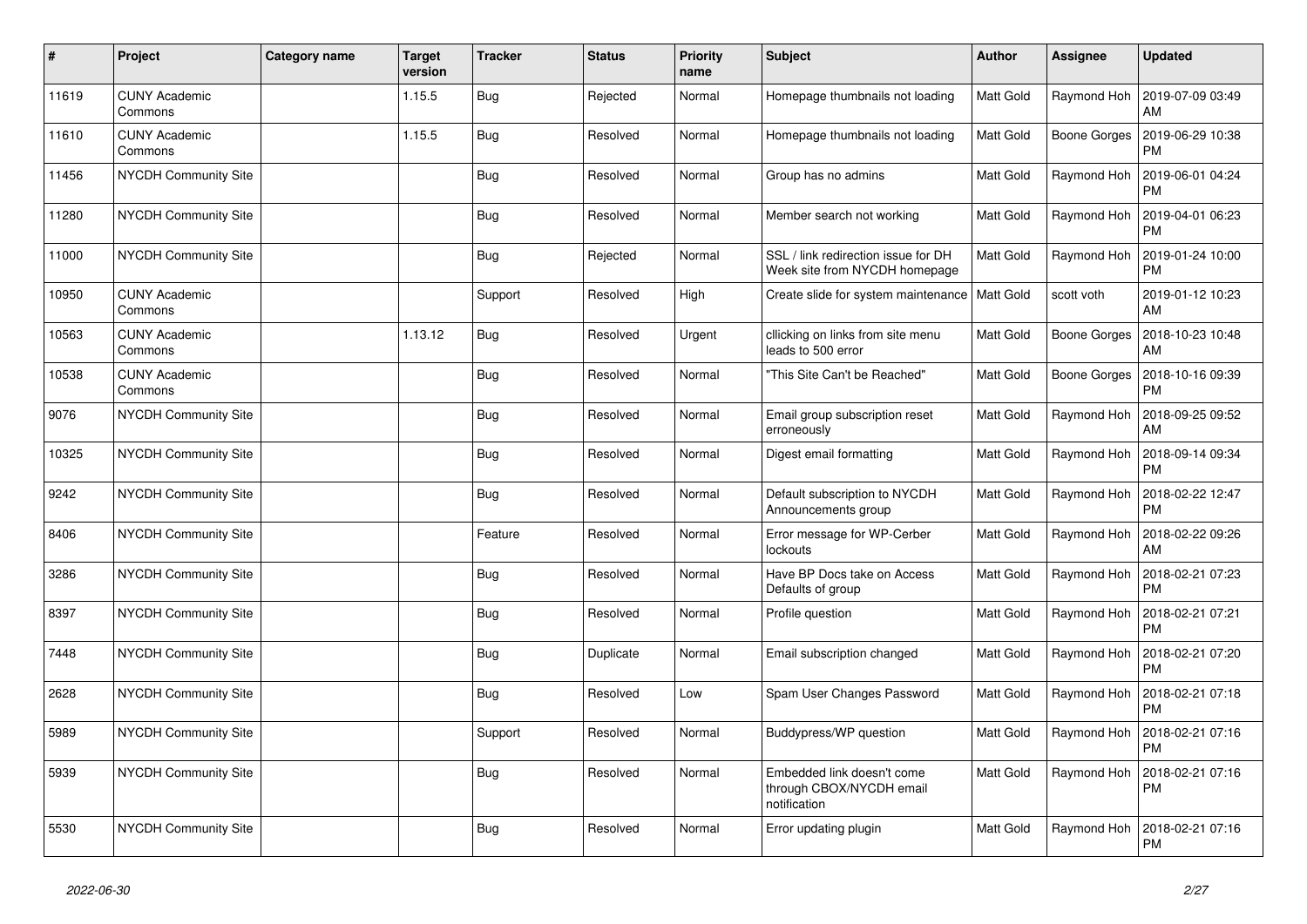| # | Project | Category name | Target version | Tracker | Status | Priority name | Subject | Author | Assignee | Updated |
|---|---|---|---|---|---|---|---|---|---|---|
| 11619 | CUNY Academic Commons | | 1.15.5 | Bug | Rejected | Normal | Homepage thumbnails not loading | Matt Gold | Raymond Hoh | 2019-07-09 03:49 AM |
| 11610 | CUNY Academic Commons | | 1.15.5 | Bug | Resolved | Normal | Homepage thumbnails not loading | Matt Gold | Boone Gorges | 2019-06-29 10:38 PM |
| 11456 | NYCDH Community Site | | | Bug | Resolved | Normal | Group has no admins | Matt Gold | Raymond Hoh | 2019-06-01 04:24 PM |
| 11280 | NYCDH Community Site | | | Bug | Resolved | Normal | Member search not working | Matt Gold | Raymond Hoh | 2019-04-01 06:23 PM |
| 11000 | NYCDH Community Site | | | Bug | Rejected | Normal | SSL / link redirection issue for DH Week site from NYCDH homepage | Matt Gold | Raymond Hoh | 2019-01-24 10:00 PM |
| 10950 | CUNY Academic Commons | | | Support | Resolved | High | Create slide for system maintenance | Matt Gold | scott voth | 2019-01-12 10:23 AM |
| 10563 | CUNY Academic Commons | | 1.13.12 | Bug | Resolved | Urgent | cllicking on links from site menu leads to 500 error | Matt Gold | Boone Gorges | 2018-10-23 10:48 AM |
| 10538 | CUNY Academic Commons | | | Bug | Resolved | Normal | "This Site Can't be Reached" | Matt Gold | Boone Gorges | 2018-10-16 09:39 PM |
| 9076 | NYCDH Community Site | | | Bug | Resolved | Normal | Email group subscription reset erroneously | Matt Gold | Raymond Hoh | 2018-09-25 09:52 AM |
| 10325 | NYCDH Community Site | | | Bug | Resolved | Normal | Digest email formatting | Matt Gold | Raymond Hoh | 2018-09-14 09:34 PM |
| 9242 | NYCDH Community Site | | | Bug | Resolved | Normal | Default subscription to NYCDH Announcements group | Matt Gold | Raymond Hoh | 2018-02-22 12:47 PM |
| 8406 | NYCDH Community Site | | | Feature | Resolved | Normal | Error message for WP-Cerber lockouts | Matt Gold | Raymond Hoh | 2018-02-22 09:26 AM |
| 3286 | NYCDH Community Site | | | Bug | Resolved | Normal | Have BP Docs take on Access Defaults of group | Matt Gold | Raymond Hoh | 2018-02-21 07:23 PM |
| 8397 | NYCDH Community Site | | | Bug | Resolved | Normal | Profile question | Matt Gold | Raymond Hoh | 2018-02-21 07:21 PM |
| 7448 | NYCDH Community Site | | | Bug | Duplicate | Normal | Email subscription changed | Matt Gold | Raymond Hoh | 2018-02-21 07:20 PM |
| 2628 | NYCDH Community Site | | | Bug | Resolved | Low | Spam User Changes Password | Matt Gold | Raymond Hoh | 2018-02-21 07:18 PM |
| 5989 | NYCDH Community Site | | | Support | Resolved | Normal | Buddypress/WP question | Matt Gold | Raymond Hoh | 2018-02-21 07:16 PM |
| 5939 | NYCDH Community Site | | | Bug | Resolved | Normal | Embedded link doesn't come through CBOX/NYCDH email notification | Matt Gold | Raymond Hoh | 2018-02-21 07:16 PM |
| 5530 | NYCDH Community Site | | | Bug | Resolved | Normal | Error updating plugin | Matt Gold | Raymond Hoh | 2018-02-21 07:16 PM |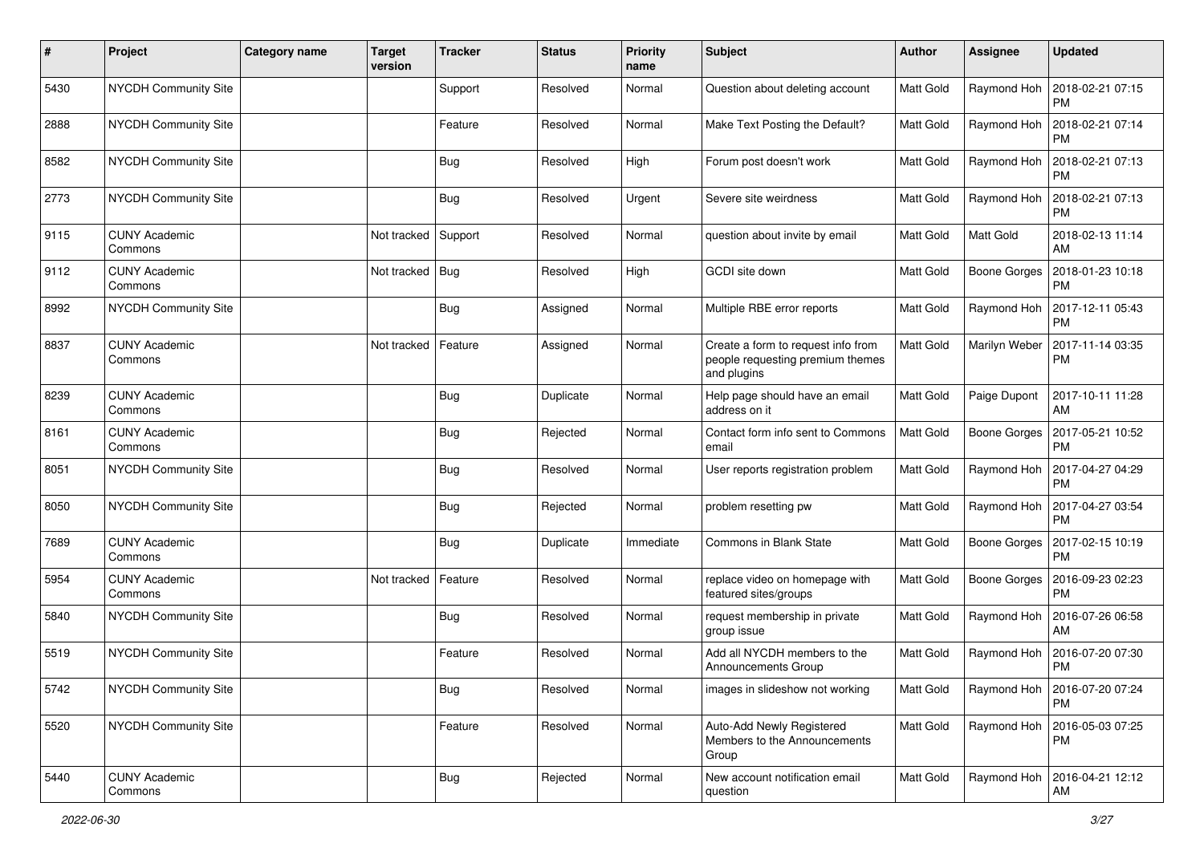| # | Project | Category name | Target version | Tracker | Status | Priority name | Subject | Author | Assignee | Updated |
|---|---|---|---|---|---|---|---|---|---|---|
| 5430 | NYCDH Community Site | | | Support | Resolved | Normal | Question about deleting account | Matt Gold | Raymond Hoh | 2018-02-21 07:15 PM |
| 2888 | NYCDH Community Site | | | Feature | Resolved | Normal | Make Text Posting the Default? | Matt Gold | Raymond Hoh | 2018-02-21 07:14 PM |
| 8582 | NYCDH Community Site | | | Bug | Resolved | High | Forum post doesn't work | Matt Gold | Raymond Hoh | 2018-02-21 07:13 PM |
| 2773 | NYCDH Community Site | | | Bug | Resolved | Urgent | Severe site weirdness | Matt Gold | Raymond Hoh | 2018-02-21 07:13 PM |
| 9115 | CUNY Academic Commons | | Not tracked | Support | Resolved | Normal | question about invite by email | Matt Gold | Matt Gold | 2018-02-13 11:14 AM |
| 9112 | CUNY Academic Commons | | Not tracked | Bug | Resolved | High | GCDI site down | Matt Gold | Boone Gorges | 2018-01-23 10:18 PM |
| 8992 | NYCDH Community Site | | | Bug | Assigned | Normal | Multiple RBE error reports | Matt Gold | Raymond Hoh | 2017-12-11 05:43 PM |
| 8837 | CUNY Academic Commons | | Not tracked | Feature | Assigned | Normal | Create a form to request info from people requesting premium themes and plugins | Matt Gold | Marilyn Weber | 2017-11-14 03:35 PM |
| 8239 | CUNY Academic Commons | | | Bug | Duplicate | Normal | Help page should have an email address on it | Matt Gold | Paige Dupont | 2017-10-11 11:28 AM |
| 8161 | CUNY Academic Commons | | | Bug | Rejected | Normal | Contact form info sent to Commons email | Matt Gold | Boone Gorges | 2017-05-21 10:52 PM |
| 8051 | NYCDH Community Site | | | Bug | Resolved | Normal | User reports registration problem | Matt Gold | Raymond Hoh | 2017-04-27 04:29 PM |
| 8050 | NYCDH Community Site | | | Bug | Rejected | Normal | problem resetting pw | Matt Gold | Raymond Hoh | 2017-04-27 03:54 PM |
| 7689 | CUNY Academic Commons | | | Bug | Duplicate | Immediate | Commons in Blank State | Matt Gold | Boone Gorges | 2017-02-15 10:19 PM |
| 5954 | CUNY Academic Commons | | Not tracked | Feature | Resolved | Normal | replace video on homepage with featured sites/groups | Matt Gold | Boone Gorges | 2016-09-23 02:23 PM |
| 5840 | NYCDH Community Site | | | Bug | Resolved | Normal | request membership in private group issue | Matt Gold | Raymond Hoh | 2016-07-26 06:58 AM |
| 5519 | NYCDH Community Site | | | Feature | Resolved | Normal | Add all NYCDH members to the Announcements Group | Matt Gold | Raymond Hoh | 2016-07-20 07:30 PM |
| 5742 | NYCDH Community Site | | | Bug | Resolved | Normal | images in slideshow not working | Matt Gold | Raymond Hoh | 2016-07-20 07:24 PM |
| 5520 | NYCDH Community Site | | | Feature | Resolved | Normal | Auto-Add Newly Registered Members to the Announcements Group | Matt Gold | Raymond Hoh | 2016-05-03 07:25 PM |
| 5440 | CUNY Academic Commons | | | Bug | Rejected | Normal | New account notification email question | Matt Gold | Raymond Hoh | 2016-04-21 12:12 AM |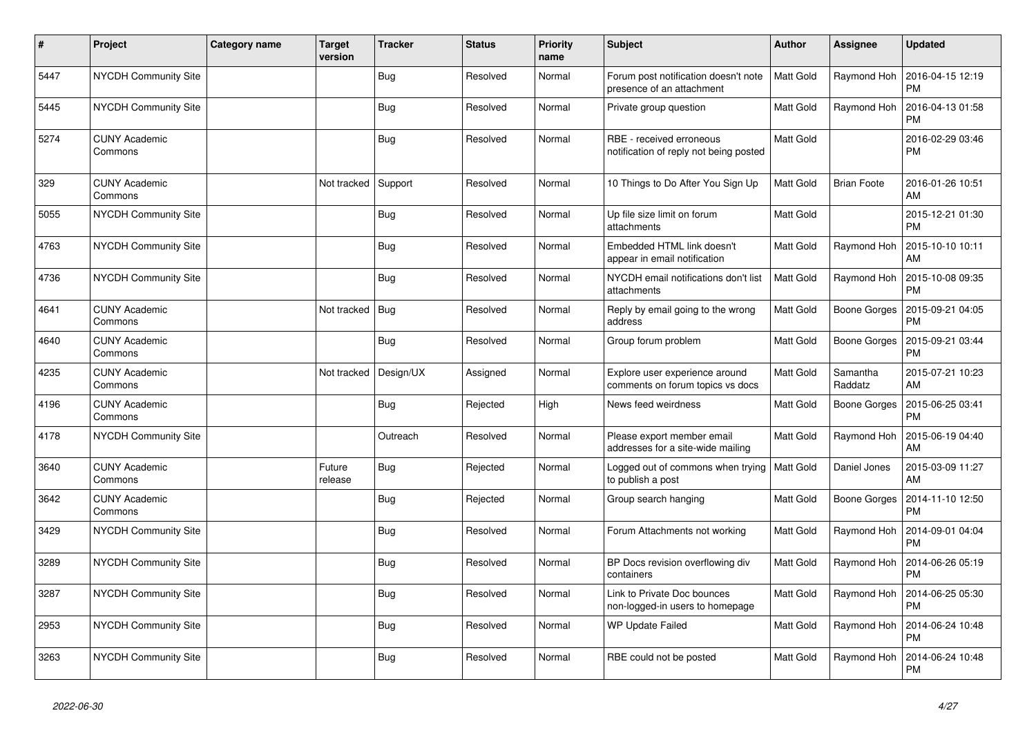| # | Project | Category name | Target version | Tracker | Status | Priority name | Subject | Author | Assignee | Updated |
|---|---|---|---|---|---|---|---|---|---|---|
| 5447 | NYCDH Community Site | | | Bug | Resolved | Normal | Forum post notification doesn't note presence of a attachment | Matt Gold | Raymond Hoh | 2016-04-15 12:19 PM |
| 5445 | NYCDH Community Site | | | Bug | Resolved | Normal | Private group question | Matt Gold | Raymond Hoh | 2016-04-13 01:58 PM |
| 5274 | CUNY Academic Commons | | | Bug | Resolved | Normal | RBE - received erroneous notification of reply not being posted | Matt Gold | | 2016-02-29 03:46 PM |
| 329 | CUNY Academic Commons | | Not tracked | Support | Resolved | Normal | 10 Things to Do After You Sign Up | Matt Gold | Brian Foote | 2016-01-26 10:51 AM |
| 5055 | NYCDH Community Site | | | Bug | Resolved | Normal | Up file size limit on forum attachments | Matt Gold | | 2015-12-21 01:30 PM |
| 4763 | NYCDH Community Site | | | Bug | Resolved | Normal | Embedded HTML link doesn't appear in email notification | Matt Gold | Raymond Hoh | 2015-10-10 10:11 AM |
| 4736 | NYCDH Community Site | | | Bug | Resolved | Normal | NYCDH email notifications don't list attachments | Matt Gold | Raymond Hoh | 2015-10-08 09:35 PM |
| 4641 | CUNY Academic Commons | | Not tracked | Bug | Resolved | Normal | Reply by email going to the wrong address | Matt Gold | Boone Gorges | 2015-09-21 04:05 PM |
| 4640 | CUNY Academic Commons | | | Bug | Resolved | Normal | Group forum problem | Matt Gold | Boone Gorges | 2015-09-21 03:44 PM |
| 4235 | CUNY Academic Commons | | Not tracked | Design/UX | Assigned | Normal | Explore user experience around comments on forum topics vs docs | Matt Gold | Samantha Raddatz | 2015-07-21 10:23 AM |
| 4196 | CUNY Academic Commons | | | Bug | Rejected | High | News feed weirdness | Matt Gold | Boone Gorges | 2015-06-25 03:41 PM |
| 4178 | NYCDH Community Site | | | Outreach | Resolved | Normal | Please export member email addresses for a site-wide mailing | Matt Gold | Raymond Hoh | 2015-06-19 04:40 AM |
| 3640 | CUNY Academic Commons | | Future release | Bug | Rejected | Normal | Logged out of commons when trying to publish a post | Matt Gold | Daniel Jones | 2015-03-09 11:27 AM |
| 3642 | CUNY Academic Commons | | | Bug | Rejected | Normal | Group search hanging | Matt Gold | Boone Gorges | 2014-11-10 12:50 PM |
| 3429 | NYCDH Community Site | | | Bug | Resolved | Normal | Forum Attachments not working | Matt Gold | Raymond Hoh | 2014-09-01 04:04 PM |
| 3289 | NYCDH Community Site | | | Bug | Resolved | Normal | BP Docs revision overflowing div containers | Matt Gold | Raymond Hoh | 2014-06-26 05:19 PM |
| 3287 | NYCDH Community Site | | | Bug | Resolved | Normal | Link to Private Doc bounces non-logged-in users to homepage | Matt Gold | Raymond Hoh | 2014-06-25 05:30 PM |
| 2953 | NYCDH Community Site | | | Bug | Resolved | Normal | WP Update Failed | Matt Gold | Raymond Hoh | 2014-06-24 10:48 PM |
| 3263 | NYCDH Community Site | | | Bug | Resolved | Normal | RBE could not be posted | Matt Gold | Raymond Hoh | 2014-06-24 10:48 PM |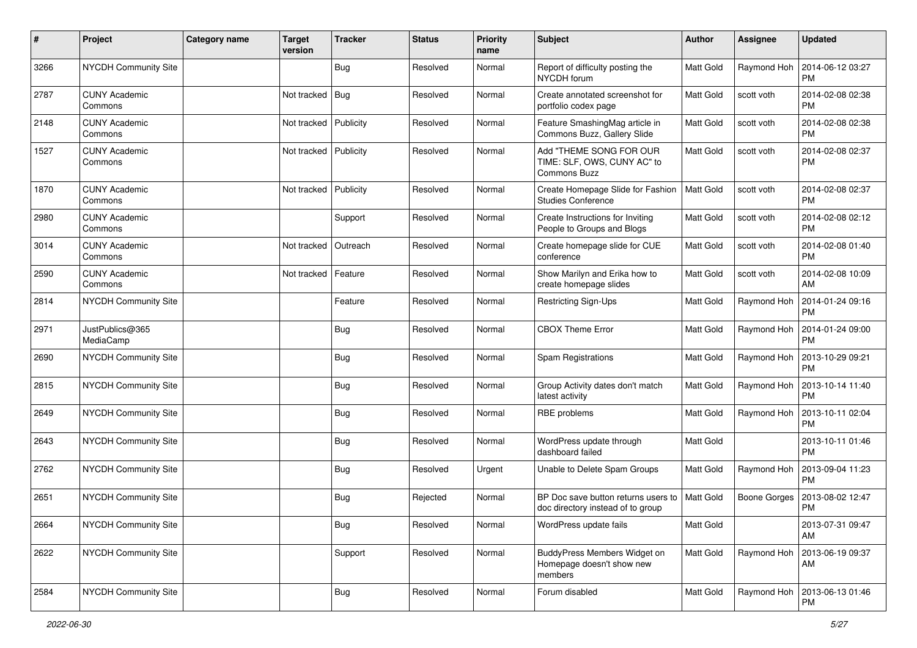| # | Project | Category name | Target version | Tracker | Status | Priority name | Subject | Author | Assignee | Updated |
|---|---|---|---|---|---|---|---|---|---|---|
| 3266 | NYCDH Community Site | | | Bug | Resolved | Normal | Report of difficulty posting the NYCDH forum | Matt Gold | Raymond Hoh | 2014-06-12 03:27 PM |
| 2787 | CUNY Academic Commons | | Not tracked | Bug | Resolved | Normal | Create annotated screenshot for portfolio codex page | Matt Gold | scott voth | 2014-02-08 02:38 PM |
| 2148 | CUNY Academic Commons | | Not tracked | Publicity | Resolved | Normal | Feature SmashingMag article in Commons Buzz, Gallery Slide | Matt Gold | scott voth | 2014-02-08 02:38 PM |
| 1527 | CUNY Academic Commons | | Not tracked | Publicity | Resolved | Normal | Add "THEME SONG FOR OUR TIME: SLF, OWS, CUNY AC" to Commons Buzz | Matt Gold | scott voth | 2014-02-08 02:37 PM |
| 1870 | CUNY Academic Commons | | Not tracked | Publicity | Resolved | Normal | Create Homepage Slide for Fashion Studies Conference | Matt Gold | scott voth | 2014-02-08 02:37 PM |
| 2980 | CUNY Academic Commons | | | Support | Resolved | Normal | Create Instructions for Inviting People to Groups and Blogs | Matt Gold | scott voth | 2014-02-08 02:12 PM |
| 3014 | CUNY Academic Commons | | Not tracked | Outreach | Resolved | Normal | Create homepage slide for CUE conference | Matt Gold | scott voth | 2014-02-08 01:40 PM |
| 2590 | CUNY Academic Commons | | Not tracked | Feature | Resolved | Normal | Show Marilyn and Erika how to create homepage slides | Matt Gold | scott voth | 2014-02-08 10:09 AM |
| 2814 | NYCDH Community Site | | | Feature | Resolved | Normal | Restricting Sign-Ups | Matt Gold | Raymond Hoh | 2014-01-24 09:16 PM |
| 2971 | JustPublics@365 MediaCamp | | | Bug | Resolved | Normal | CBOX Theme Error | Matt Gold | Raymond Hoh | 2014-01-24 09:00 PM |
| 2690 | NYCDH Community Site | | | Bug | Resolved | Normal | Spam Registrations | Matt Gold | Raymond Hoh | 2013-10-29 09:21 PM |
| 2815 | NYCDH Community Site | | | Bug | Resolved | Normal | Group Activity dates don't match latest activity | Matt Gold | Raymond Hoh | 2013-10-14 11:40 PM |
| 2649 | NYCDH Community Site | | | Bug | Resolved | Normal | RBE problems | Matt Gold | Raymond Hoh | 2013-10-11 02:04 PM |
| 2643 | NYCDH Community Site | | | Bug | Resolved | Normal | WordPress update through dashboard failed | Matt Gold | | 2013-10-11 01:46 PM |
| 2762 | NYCDH Community Site | | | Bug | Resolved | Urgent | Unable to Delete Spam Groups | Matt Gold | Raymond Hoh | 2013-09-04 11:23 PM |
| 2651 | NYCDH Community Site | | | Bug | Rejected | Normal | BP Doc save button returns users to doc directory instead of to group | Matt Gold | Boone Gorges | 2013-08-02 12:47 PM |
| 2664 | NYCDH Community Site | | | Bug | Resolved | Normal | WordPress update fails | Matt Gold | | 2013-07-31 09:47 AM |
| 2622 | NYCDH Community Site | | | Support | Resolved | Normal | BuddyPress Members Widget on Homepage doesn't show new members | Matt Gold | Raymond Hoh | 2013-06-19 09:37 AM |
| 2584 | NYCDH Community Site | | | Bug | Resolved | Normal | Forum disabled | Matt Gold | Raymond Hoh | 2013-06-13 01:46 PM |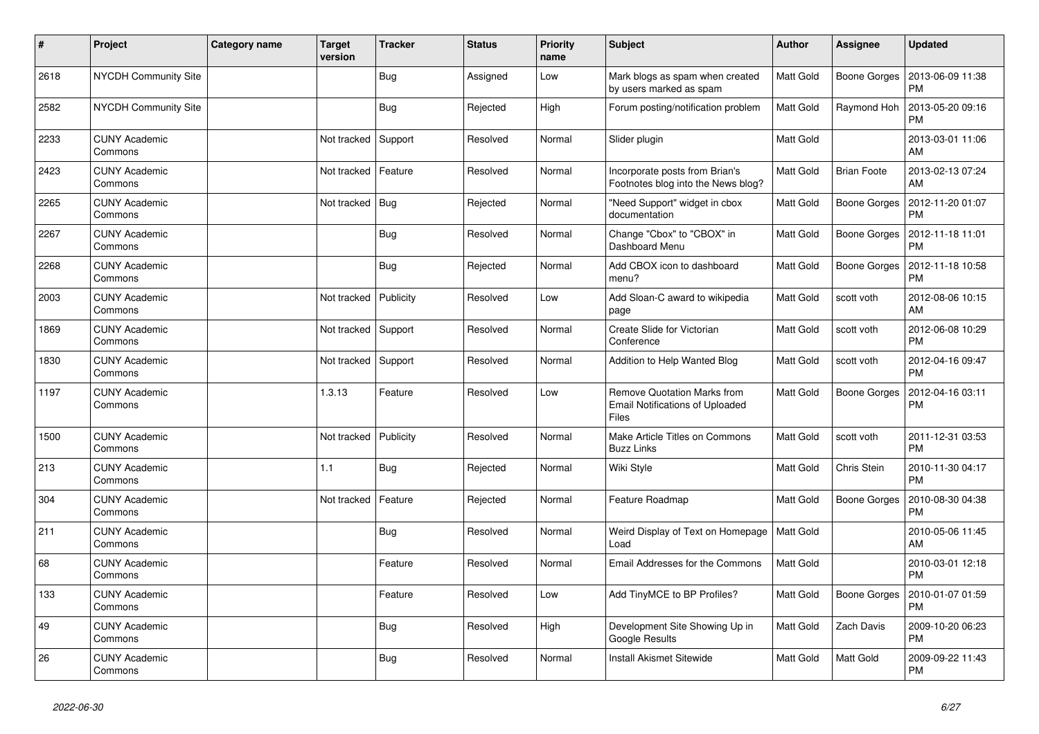| # | Project | Category name | Target version | Tracker | Status | Priority name | Subject | Author | Assignee | Updated |
|---|---|---|---|---|---|---|---|---|---|---|
| 2618 | NYCDH Community Site | | | Bug | Assigned | Low | Mark blogs as spam when created by users marked as spam | Matt Gold | Boone Gorges | 2013-06-09 11:38 PM |
| 2582 | NYCDH Community Site | | | Bug | Rejected | High | Forum posting/notification problem | Matt Gold | Raymond Hoh | 2013-05-20 09:16 PM |
| 2233 | CUNY Academic Commons | | Not tracked | Support | Resolved | Normal | Slider plugin | Matt Gold | | 2013-03-01 11:06 AM |
| 2423 | CUNY Academic Commons | | Not tracked | Feature | Resolved | Normal | Incorporate posts from Brian's Footnotes blog into the News blog? | Matt Gold | Brian Foote | 2013-02-13 07:24 AM |
| 2265 | CUNY Academic Commons | | Not tracked | Bug | Rejected | Normal | "Need Support" widget in cbox documentation | Matt Gold | Boone Gorges | 2012-11-20 01:07 PM |
| 2267 | CUNY Academic Commons | | | Bug | Resolved | Normal | Change "Cbox" to "CBOX" in Dashboard Menu | Matt Gold | Boone Gorges | 2012-11-18 11:01 PM |
| 2268 | CUNY Academic Commons | | | Bug | Rejected | Normal | Add CBOX icon to dashboard menu? | Matt Gold | Boone Gorges | 2012-11-18 10:58 PM |
| 2003 | CUNY Academic Commons | | Not tracked | Publicity | Resolved | Low | Add Sloan-C award to wikipedia page | Matt Gold | scott voth | 2012-08-06 10:15 AM |
| 1869 | CUNY Academic Commons | | Not tracked | Support | Resolved | Normal | Create Slide for Victorian Conference | Matt Gold | scott voth | 2012-06-08 10:29 PM |
| 1830 | CUNY Academic Commons | | Not tracked | Support | Resolved | Normal | Addition to Help Wanted Blog | Matt Gold | scott voth | 2012-04-16 09:47 PM |
| 1197 | CUNY Academic Commons | | 1.3.13 | Feature | Resolved | Low | Remove Quotation Marks from Email Notifications of Uploaded Files | Matt Gold | Boone Gorges | 2012-04-16 03:11 PM |
| 1500 | CUNY Academic Commons | | Not tracked | Publicity | Resolved | Normal | Make Article Titles on Commons Buzz Links | Matt Gold | scott voth | 2011-12-31 03:53 PM |
| 213 | CUNY Academic Commons | | 1.1 | Bug | Rejected | Normal | Wiki Style | Matt Gold | Chris Stein | 2010-11-30 04:17 PM |
| 304 | CUNY Academic Commons | | Not tracked | Feature | Rejected | Normal | Feature Roadmap | Matt Gold | Boone Gorges | 2010-08-30 04:38 PM |
| 211 | CUNY Academic Commons | | | Bug | Resolved | Normal | Weird Display of Text on Homepage Load | Matt Gold | | 2010-05-06 11:45 AM |
| 68 | CUNY Academic Commons | | | Feature | Resolved | Normal | Email Addresses for the Commons | Matt Gold | | 2010-03-01 12:18 PM |
| 133 | CUNY Academic Commons | | | Feature | Resolved | Low | Add TinyMCE to BP Profiles? | Matt Gold | Boone Gorges | 2010-01-07 01:59 PM |
| 49 | CUNY Academic Commons | | | Bug | Resolved | High | Development Site Showing Up in Google Results | Matt Gold | Zach Davis | 2009-10-20 06:23 PM |
| 26 | CUNY Academic Commons | | | Bug | Resolved | Normal | Install Akismet Sitewide | Matt Gold | Matt Gold | 2009-09-22 11:43 PM |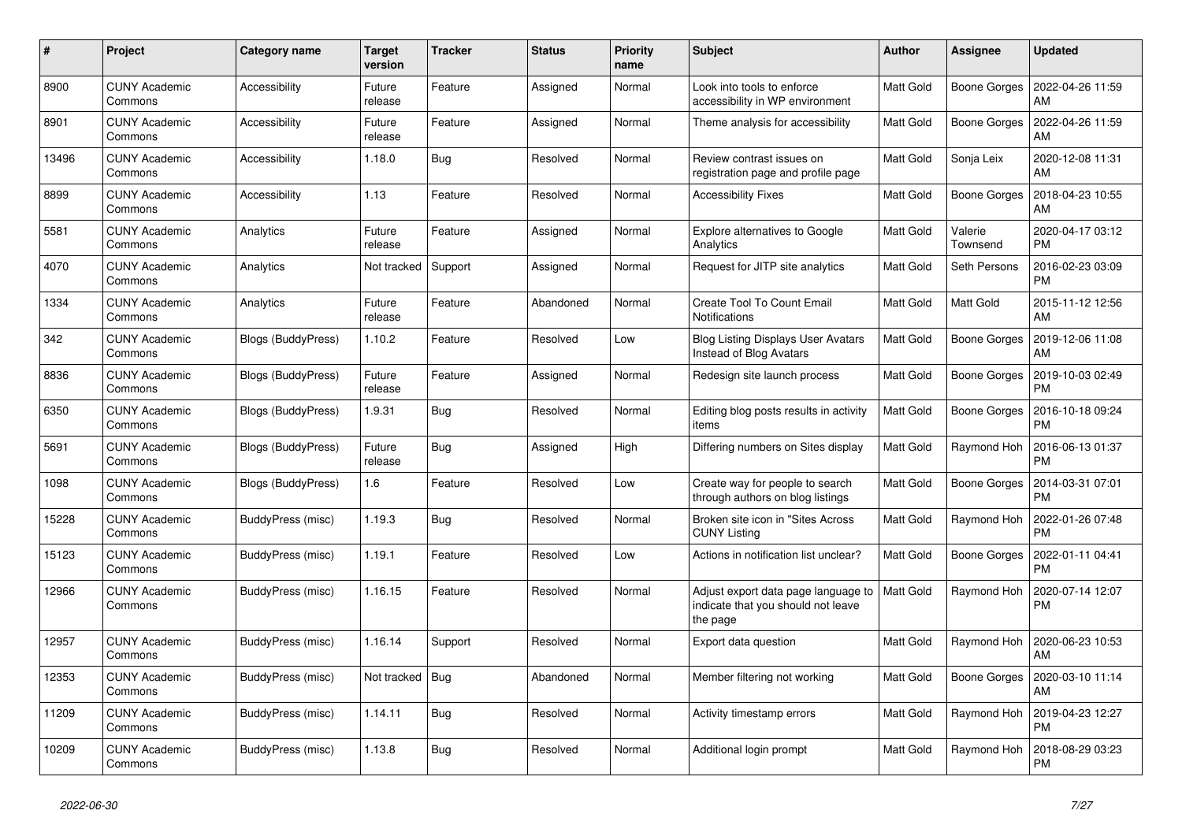| # | Project | Category name | Target version | Tracker | Status | Priority name | Subject | Author | Assignee | Updated |
|---|---|---|---|---|---|---|---|---|---|---|
| 8900 | CUNY Academic Commons | Accessibility | Future release | Feature | Assigned | Normal | Look into tools to enforce accessibility in WP environment | Matt Gold | Boone Gorges | 2022-04-26 11:59 AM |
| 8901 | CUNY Academic Commons | Accessibility | Future release | Feature | Assigned | Normal | Theme analysis for accessibility | Matt Gold | Boone Gorges | 2022-04-26 11:59 AM |
| 13496 | CUNY Academic Commons | Accessibility | 1.18.0 | Bug | Resolved | Normal | Review contrast issues on registration page and profile page | Matt Gold | Sonja Leix | 2020-12-08 11:31 AM |
| 8899 | CUNY Academic Commons | Accessibility | 1.13 | Feature | Resolved | Normal | Accessibility Fixes | Matt Gold | Boone Gorges | 2018-04-23 10:55 AM |
| 5581 | CUNY Academic Commons | Analytics | Future release | Feature | Assigned | Normal | Explore alternatives to Google Analytics | Matt Gold | Valerie Townsend | 2020-04-17 03:12 PM |
| 4070 | CUNY Academic Commons | Analytics | Not tracked | Support | Assigned | Normal | Request for JITP site analytics | Matt Gold | Seth Persons | 2016-02-23 03:09 PM |
| 1334 | CUNY Academic Commons | Analytics | Future release | Feature | Abandoned | Normal | Create Tool To Count Email Notifications | Matt Gold | Matt Gold | 2015-11-12 12:56 AM |
| 342 | CUNY Academic Commons | Blogs (BuddyPress) | 1.10.2 | Feature | Resolved | Low | Blog Listing Displays User Avatars Instead of Blog Avatars | Matt Gold | Boone Gorges | 2019-12-06 11:08 AM |
| 8836 | CUNY Academic Commons | Blogs (BuddyPress) | Future release | Feature | Assigned | Normal | Redesign site launch process | Matt Gold | Boone Gorges | 2019-10-03 02:49 PM |
| 6350 | CUNY Academic Commons | Blogs (BuddyPress) | 1.9.31 | Bug | Resolved | Normal | Editing blog posts results in activity items | Matt Gold | Boone Gorges | 2016-10-18 09:24 PM |
| 5691 | CUNY Academic Commons | Blogs (BuddyPress) | Future release | Bug | Assigned | High | Differing numbers on Sites display | Matt Gold | Raymond Hoh | 2016-06-13 01:37 PM |
| 1098 | CUNY Academic Commons | Blogs (BuddyPress) | 1.6 | Feature | Resolved | Low | Create way for people to search through authors on blog listings | Matt Gold | Boone Gorges | 2014-03-31 07:01 PM |
| 15228 | CUNY Academic Commons | BuddyPress (misc) | 1.19.3 | Bug | Resolved | Normal | Broken site icon in "Sites Across CUNY Listing | Matt Gold | Raymond Hoh | 2022-01-26 07:48 PM |
| 15123 | CUNY Academic Commons | BuddyPress (misc) | 1.19.1 | Feature | Resolved | Low | Actions in notification list unclear? | Matt Gold | Boone Gorges | 2022-01-11 04:41 PM |
| 12966 | CUNY Academic Commons | BuddyPress (misc) | 1.16.15 | Feature | Resolved | Normal | Adjust export data page language to indicate that you should not leave the page | Matt Gold | Raymond Hoh | 2020-07-14 12:07 PM |
| 12957 | CUNY Academic Commons | BuddyPress (misc) | 1.16.14 | Support | Resolved | Normal | Export data question | Matt Gold | Raymond Hoh | 2020-06-23 10:53 AM |
| 12353 | CUNY Academic Commons | BuddyPress (misc) | Not tracked | Bug | Abandoned | Normal | Member filtering not working | Matt Gold | Boone Gorges | 2020-03-10 11:14 AM |
| 11209 | CUNY Academic Commons | BuddyPress (misc) | 1.14.11 | Bug | Resolved | Normal | Activity timestamp errors | Matt Gold | Raymond Hoh | 2019-04-23 12:27 PM |
| 10209 | CUNY Academic Commons | BuddyPress (misc) | 1.13.8 | Bug | Resolved | Normal | Additional login prompt | Matt Gold | Raymond Hoh | 2018-08-29 03:23 PM |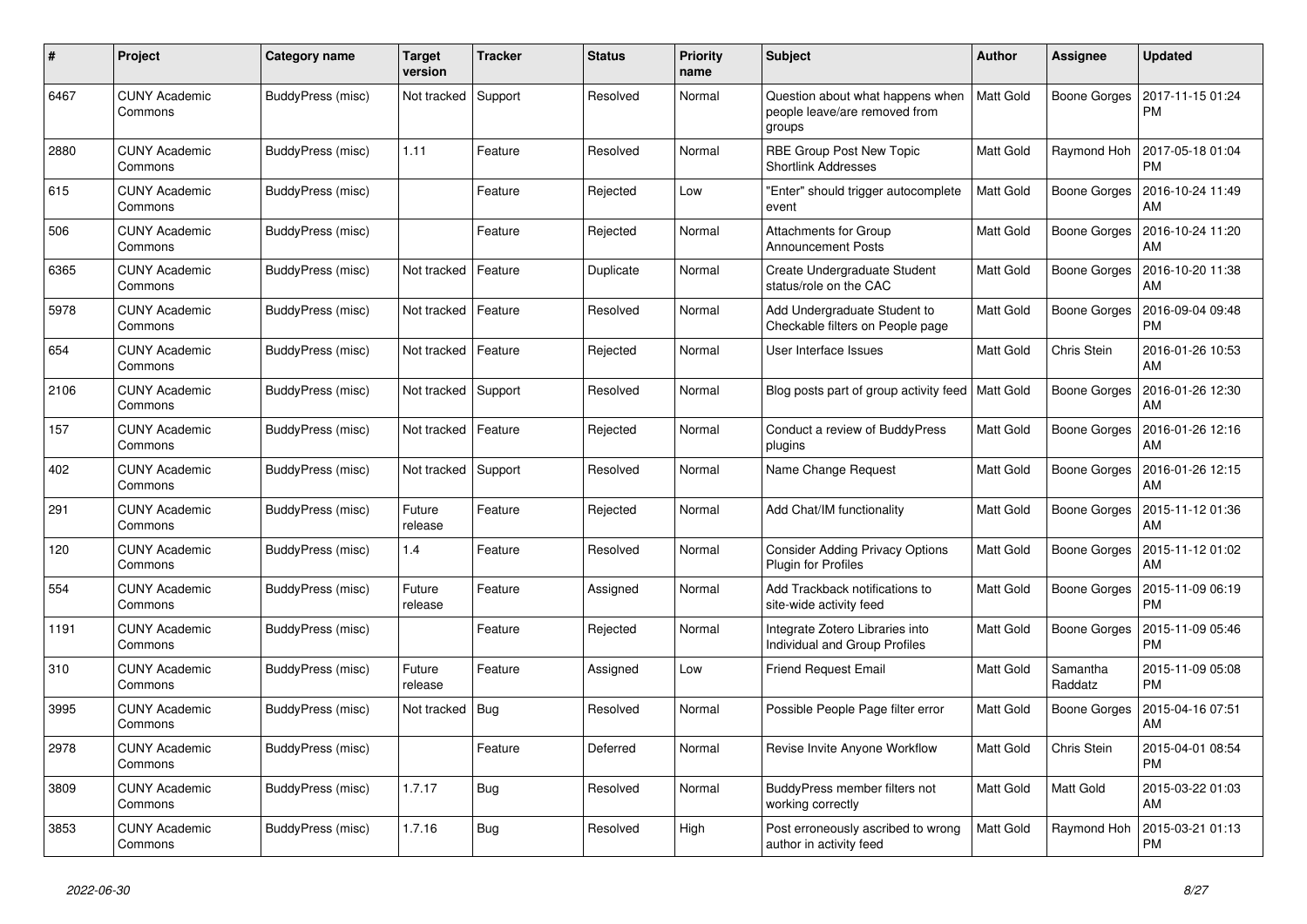| # | Project | Category name | Target version | Tracker | Status | Priority name | Subject | Author | Assignee | Updated |
|---|---|---|---|---|---|---|---|---|---|---|
| 6467 | CUNY Academic Commons | BuddyPress (misc) | Not tracked | Support | Resolved | Normal | Question about what happens when people leave/are removed from groups | Matt Gold | Boone Gorges | 2017-11-15 01:24 PM |
| 2880 | CUNY Academic Commons | BuddyPress (misc) | 1.11 | Feature | Resolved | Normal | RBE Group Post New Topic Shortlink Addresses | Matt Gold | Raymond Hoh | 2017-05-18 01:04 PM |
| 615 | CUNY Academic Commons | BuddyPress (misc) | | Feature | Rejected | Low | "Enter" should trigger autocomplete event | Matt Gold | Boone Gorges | 2016-10-24 11:49 AM |
| 506 | CUNY Academic Commons | BuddyPress (misc) | | Feature | Rejected | Normal | Attachments for Group Announcement Posts | Matt Gold | Boone Gorges | 2016-10-24 11:20 AM |
| 6365 | CUNY Academic Commons | BuddyPress (misc) | Not tracked | Feature | Duplicate | Normal | Create Undergraduate Student status/role on the CAC | Matt Gold | Boone Gorges | 2016-10-20 11:38 AM |
| 5978 | CUNY Academic Commons | BuddyPress (misc) | Not tracked | Feature | Resolved | Normal | Add Undergraduate Student to Checkable filters on People page | Matt Gold | Boone Gorges | 2016-09-04 09:48 PM |
| 654 | CUNY Academic Commons | BuddyPress (misc) | Not tracked | Feature | Rejected | Normal | User Interface Issues | Matt Gold | Chris Stein | 2016-01-26 10:53 AM |
| 2106 | CUNY Academic Commons | BuddyPress (misc) | Not tracked | Support | Resolved | Normal | Blog posts part of group activity feed | Matt Gold | Boone Gorges | 2016-01-26 12:30 AM |
| 157 | CUNY Academic Commons | BuddyPress (misc) | Not tracked | Feature | Rejected | Normal | Conduct a review of BuddyPress plugins | Matt Gold | Boone Gorges | 2016-01-26 12:16 AM |
| 402 | CUNY Academic Commons | BuddyPress (misc) | Not tracked | Support | Resolved | Normal | Name Change Request | Matt Gold | Boone Gorges | 2016-01-26 12:15 AM |
| 291 | CUNY Academic Commons | BuddyPress (misc) | Future release | Feature | Rejected | Normal | Add Chat/IM functionality | Matt Gold | Boone Gorges | 2015-11-12 01:36 AM |
| 120 | CUNY Academic Commons | BuddyPress (misc) | 1.4 | Feature | Resolved | Normal | Consider Adding Privacy Options Plugin for Profiles | Matt Gold | Boone Gorges | 2015-11-12 01:02 AM |
| 554 | CUNY Academic Commons | BuddyPress (misc) | Future release | Feature | Assigned | Normal | Add Trackback notifications to site-wide activity feed | Matt Gold | Boone Gorges | 2015-11-09 06:19 PM |
| 1191 | CUNY Academic Commons | BuddyPress (misc) | | Feature | Rejected | Normal | Integrate Zotero Libraries into Individual and Group Profiles | Matt Gold | Boone Gorges | 2015-11-09 05:46 PM |
| 310 | CUNY Academic Commons | BuddyPress (misc) | Future release | Feature | Assigned | Low | Friend Request Email | Matt Gold | Samantha Raddatz | 2015-11-09 05:08 PM |
| 3995 | CUNY Academic Commons | BuddyPress (misc) | Not tracked | Bug | Resolved | Normal | Possible People Page filter error | Matt Gold | Boone Gorges | 2015-04-16 07:51 AM |
| 2978 | CUNY Academic Commons | BuddyPress (misc) | | Feature | Deferred | Normal | Revise Invite Anyone Workflow | Matt Gold | Chris Stein | 2015-04-01 08:54 PM |
| 3809 | CUNY Academic Commons | BuddyPress (misc) | 1.7.17 | Bug | Resolved | Normal | BuddyPress member filters not working correctly | Matt Gold | Matt Gold | 2015-03-22 01:03 AM |
| 3853 | CUNY Academic Commons | BuddyPress (misc) | 1.7.16 | Bug | Resolved | High | Post erroneously ascribed to wrong author in activity feed | Matt Gold | Raymond Hoh | 2015-03-21 01:13 PM |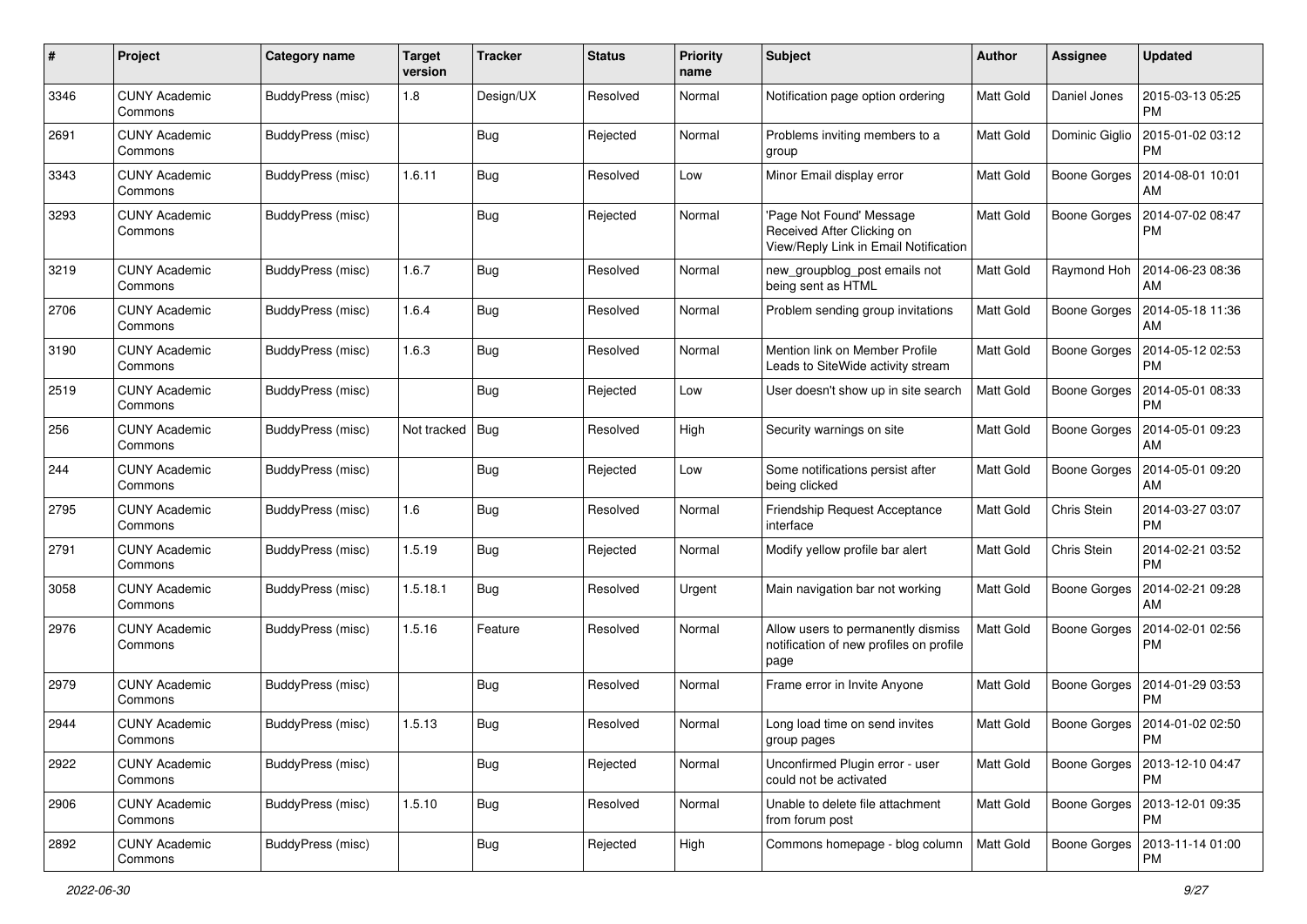| # | Project | Category name | Target version | Tracker | Status | Priority name | Subject | Author | Assignee | Updated |
|---|---|---|---|---|---|---|---|---|---|---|
| 3346 | CUNY Academic Commons | BuddyPress (misc) | 1.8 | Design/UX | Resolved | Normal | Notification page option ordering | Matt Gold | Daniel Jones | 2015-03-13 05:25 PM |
| 2691 | CUNY Academic Commons | BuddyPress (misc) | | Bug | Rejected | Normal | Problems inviting members to a group | Matt Gold | Dominic Giglio | 2015-01-02 03:12 PM |
| 3343 | CUNY Academic Commons | BuddyPress (misc) | 1.6.11 | Bug | Resolved | Low | Minor Email display error | Matt Gold | Boone Gorges | 2014-08-01 10:01 AM |
| 3293 | CUNY Academic Commons | BuddyPress (misc) | | Bug | Rejected | Normal | 'Page Not Found' Message Received After Clicking on View/Reply Link in Email Notification | Matt Gold | Boone Gorges | 2014-07-02 08:47 PM |
| 3219 | CUNY Academic Commons | BuddyPress (misc) | 1.6.7 | Bug | Resolved | Normal | new_groupblog_post emails not being sent as HTML | Matt Gold | Raymond Hoh | 2014-06-23 08:36 AM |
| 2706 | CUNY Academic Commons | BuddyPress (misc) | 1.6.4 | Bug | Resolved | Normal | Problem sending group invitations | Matt Gold | Boone Gorges | 2014-05-18 11:36 AM |
| 3190 | CUNY Academic Commons | BuddyPress (misc) | 1.6.3 | Bug | Resolved | Normal | Mention link on Member Profile Leads to SiteWide activity stream | Matt Gold | Boone Gorges | 2014-05-12 02:53 PM |
| 2519 | CUNY Academic Commons | BuddyPress (misc) | | Bug | Rejected | Low | User doesn't show up in site search | Matt Gold | Boone Gorges | 2014-05-01 08:33 PM |
| 256 | CUNY Academic Commons | BuddyPress (misc) | Not tracked | Bug | Resolved | High | Security warnings on site | Matt Gold | Boone Gorges | 2014-05-01 09:23 AM |
| 244 | CUNY Academic Commons | BuddyPress (misc) | | Bug | Rejected | Low | Some notifications persist after being clicked | Matt Gold | Boone Gorges | 2014-05-01 09:20 AM |
| 2795 | CUNY Academic Commons | BuddyPress (misc) | 1.6 | Bug | Resolved | Normal | Friendship Request Acceptance interface | Matt Gold | Chris Stein | 2014-03-27 03:07 PM |
| 2791 | CUNY Academic Commons | BuddyPress (misc) | 1.5.19 | Bug | Rejected | Normal | Modify yellow profile bar alert | Matt Gold | Chris Stein | 2014-02-21 03:52 PM |
| 3058 | CUNY Academic Commons | BuddyPress (misc) | 1.5.18.1 | Bug | Resolved | Urgent | Main navigation bar not working | Matt Gold | Boone Gorges | 2014-02-21 09:28 AM |
| 2976 | CUNY Academic Commons | BuddyPress (misc) | 1.5.16 | Feature | Resolved | Normal | Allow users to permanently dismiss notification of new profiles on profile page | Matt Gold | Boone Gorges | 2014-02-01 02:56 PM |
| 2979 | CUNY Academic Commons | BuddyPress (misc) | | Bug | Resolved | Normal | Frame error in Invite Anyone | Matt Gold | Boone Gorges | 2014-01-29 03:53 PM |
| 2944 | CUNY Academic Commons | BuddyPress (misc) | 1.5.13 | Bug | Resolved | Normal | Long load time on send invites group pages | Matt Gold | Boone Gorges | 2014-01-02 02:50 PM |
| 2922 | CUNY Academic Commons | BuddyPress (misc) | | Bug | Rejected | Normal | Unconfirmed Plugin error - user could not be activated | Matt Gold | Boone Gorges | 2013-12-10 04:47 PM |
| 2906 | CUNY Academic Commons | BuddyPress (misc) | 1.5.10 | Bug | Resolved | Normal | Unable to delete file attachment from forum post | Matt Gold | Boone Gorges | 2013-12-01 09:35 PM |
| 2892 | CUNY Academic Commons | BuddyPress (misc) | | Bug | Rejected | High | Commons homepage - blog column | Matt Gold | Boone Gorges | 2013-11-14 01:00 PM |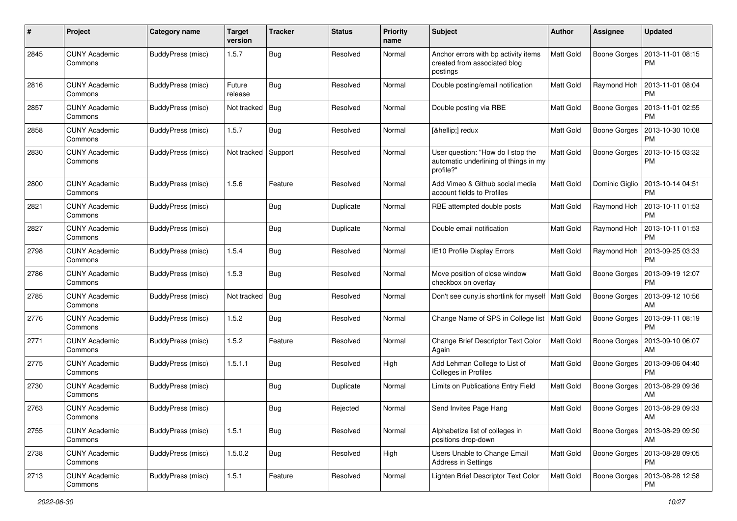| # | Project | Category name | Target version | Tracker | Status | Priority name | Subject | Author | Assignee | Updated |
|---|---|---|---|---|---|---|---|---|---|---|
| 2845 | CUNY Academic Commons | BuddyPress (misc) | 1.5.7 | Bug | Resolved | Normal | Anchor errors with bp activity items created from associated blog postings | Matt Gold | Boone Gorges | 2013-11-01 08:15 PM |
| 2816 | CUNY Academic Commons | BuddyPress (misc) | Future release | Bug | Resolved | Normal | Double posting/email notification | Matt Gold | Raymond Hoh | 2013-11-01 08:04 PM |
| 2857 | CUNY Academic Commons | BuddyPress (misc) | Not tracked | Bug | Resolved | Normal | Double posting via RBE | Matt Gold | Boone Gorges | 2013-11-01 02:55 PM |
| 2858 | CUNY Academic Commons | BuddyPress (misc) | 1.5.7 | Bug | Resolved | Normal | [&hellip;] redux | Matt Gold | Boone Gorges | 2013-10-30 10:08 PM |
| 2830 | CUNY Academic Commons | BuddyPress (misc) | Not tracked | Support | Resolved | Normal | User question: "How do I stop the automatic underlining of things in my profile?" | Matt Gold | Boone Gorges | 2013-10-15 03:32 PM |
| 2800 | CUNY Academic Commons | BuddyPress (misc) | 1.5.6 | Feature | Resolved | Normal | Add Vimeo & Github social media account fields to Profiles | Matt Gold | Dominic Giglio | 2013-10-14 04:51 PM |
| 2821 | CUNY Academic Commons | BuddyPress (misc) | | Bug | Duplicate | Normal | RBE attempted double posts | Matt Gold | Raymond Hoh | 2013-10-11 01:53 PM |
| 2827 | CUNY Academic Commons | BuddyPress (misc) | | Bug | Duplicate | Normal | Double email notification | Matt Gold | Raymond Hoh | 2013-10-11 01:53 PM |
| 2798 | CUNY Academic Commons | BuddyPress (misc) | 1.5.4 | Bug | Resolved | Normal | IE10 Profile Display Errors | Matt Gold | Raymond Hoh | 2013-09-25 03:33 PM |
| 2786 | CUNY Academic Commons | BuddyPress (misc) | 1.5.3 | Bug | Resolved | Normal | Move position of close window checkbox on overlay | Matt Gold | Boone Gorges | 2013-09-19 12:07 PM |
| 2785 | CUNY Academic Commons | BuddyPress (misc) | Not tracked | Bug | Resolved | Normal | Don't see cuny.is shortlink for myself | Matt Gold | Boone Gorges | 2013-09-12 10:56 AM |
| 2776 | CUNY Academic Commons | BuddyPress (misc) | 1.5.2 | Bug | Resolved | Normal | Change Name of SPS in College list | Matt Gold | Boone Gorges | 2013-09-11 08:19 PM |
| 2771 | CUNY Academic Commons | BuddyPress (misc) | 1.5.2 | Feature | Resolved | Normal | Change Brief Descriptor Text Color Again | Matt Gold | Boone Gorges | 2013-09-10 06:07 AM |
| 2775 | CUNY Academic Commons | BuddyPress (misc) | 1.5.1.1 | Bug | Resolved | High | Add Lehman College to List of Colleges in Profiles | Matt Gold | Boone Gorges | 2013-09-06 04:40 PM |
| 2730 | CUNY Academic Commons | BuddyPress (misc) | | Bug | Duplicate | Normal | Limits on Publications Entry Field | Matt Gold | Boone Gorges | 2013-08-29 09:36 AM |
| 2763 | CUNY Academic Commons | BuddyPress (misc) | | Bug | Rejected | Normal | Send Invites Page Hang | Matt Gold | Boone Gorges | 2013-08-29 09:33 AM |
| 2755 | CUNY Academic Commons | BuddyPress (misc) | 1.5.1 | Bug | Resolved | Normal | Alphabetize list of colleges in positions drop-down | Matt Gold | Boone Gorges | 2013-08-29 09:30 AM |
| 2738 | CUNY Academic Commons | BuddyPress (misc) | 1.5.0.2 | Bug | Resolved | High | Users Unable to Change Email Address in Settings | Matt Gold | Boone Gorges | 2013-08-28 09:05 PM |
| 2713 | CUNY Academic Commons | BuddyPress (misc) | 1.5.1 | Feature | Resolved | Normal | Lighten Brief Descriptor Text Color | Matt Gold | Boone Gorges | 2013-08-28 12:58 PM |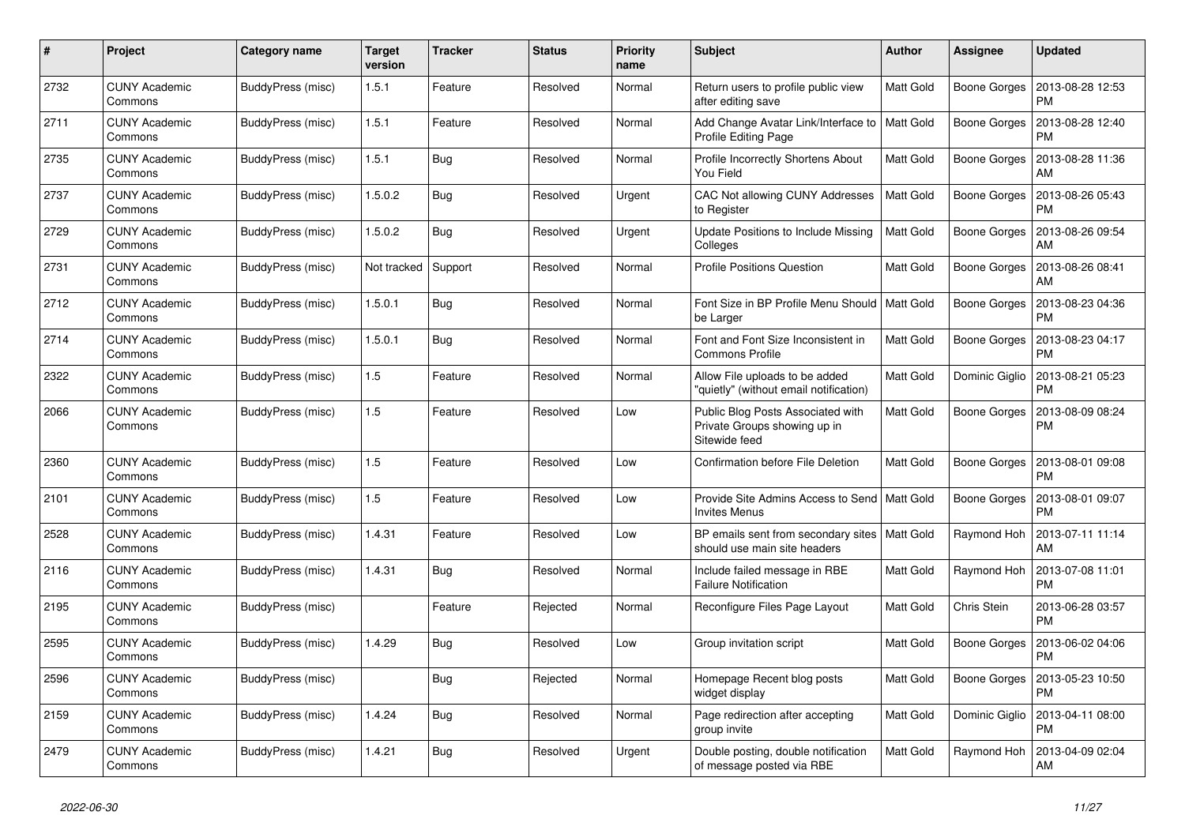| # | Project | Category name | Target version | Tracker | Status | Priority name | Subject | Author | Assignee | Updated |
|---|---|---|---|---|---|---|---|---|---|---|
| 2732 | CUNY Academic Commons | BuddyPress (misc) | 1.5.1 | Feature | Resolved | Normal | Return users to profile public view after editing save | Matt Gold | Boone Gorges | 2013-08-28 12:53 PM |
| 2711 | CUNY Academic Commons | BuddyPress (misc) | 1.5.1 | Feature | Resolved | Normal | Add Change Avatar Link/Interface to Profile Editing Page | Matt Gold | Boone Gorges | 2013-08-28 12:40 PM |
| 2735 | CUNY Academic Commons | BuddyPress (misc) | 1.5.1 | Bug | Resolved | Normal | Profile Incorrectly Shortens About You Field | Matt Gold | Boone Gorges | 2013-08-28 11:36 AM |
| 2737 | CUNY Academic Commons | BuddyPress (misc) | 1.5.0.2 | Bug | Resolved | Urgent | CAC Not allowing CUNY Addresses to Register | Matt Gold | Boone Gorges | 2013-08-26 05:43 PM |
| 2729 | CUNY Academic Commons | BuddyPress (misc) | 1.5.0.2 | Bug | Resolved | Urgent | Update Positions to Include Missing Colleges | Matt Gold | Boone Gorges | 2013-08-26 09:54 AM |
| 2731 | CUNY Academic Commons | BuddyPress (misc) | Not tracked | Support | Resolved | Normal | Profile Positions Question | Matt Gold | Boone Gorges | 2013-08-26 08:41 AM |
| 2712 | CUNY Academic Commons | BuddyPress (misc) | 1.5.0.1 | Bug | Resolved | Normal | Font Size in BP Profile Menu Should be Larger | Matt Gold | Boone Gorges | 2013-08-23 04:36 PM |
| 2714 | CUNY Academic Commons | BuddyPress (misc) | 1.5.0.1 | Bug | Resolved | Normal | Font and Font Size Inconsistent in Commons Profile | Matt Gold | Boone Gorges | 2013-08-23 04:17 PM |
| 2322 | CUNY Academic Commons | BuddyPress (misc) | 1.5 | Feature | Resolved | Normal | Allow File uploads to be added "quietly" (without email notification) | Matt Gold | Dominic Giglio | 2013-08-21 05:23 PM |
| 2066 | CUNY Academic Commons | BuddyPress (misc) | 1.5 | Feature | Resolved | Low | Public Blog Posts Associated with Private Groups showing up in Sitewide feed | Matt Gold | Boone Gorges | 2013-08-09 08:24 PM |
| 2360 | CUNY Academic Commons | BuddyPress (misc) | 1.5 | Feature | Resolved | Low | Confirmation before File Deletion | Matt Gold | Boone Gorges | 2013-08-01 09:08 PM |
| 2101 | CUNY Academic Commons | BuddyPress (misc) | 1.5 | Feature | Resolved | Low | Provide Site Admins Access to Send Invites Menus | Matt Gold | Boone Gorges | 2013-08-01 09:07 PM |
| 2528 | CUNY Academic Commons | BuddyPress (misc) | 1.4.31 | Feature | Resolved | Low | BP emails sent from secondary sites should use main site headers | Matt Gold | Raymond Hoh | 2013-07-11 11:14 AM |
| 2116 | CUNY Academic Commons | BuddyPress (misc) | 1.4.31 | Bug | Resolved | Normal | Include failed message in RBE Failure Notification | Matt Gold | Raymond Hoh | 2013-07-08 11:01 PM |
| 2195 | CUNY Academic Commons | BuddyPress (misc) | | Feature | Rejected | Normal | Reconfigure Files Page Layout | Matt Gold | Chris Stein | 2013-06-28 03:57 PM |
| 2595 | CUNY Academic Commons | BuddyPress (misc) | 1.4.29 | Bug | Resolved | Low | Group invitation script | Matt Gold | Boone Gorges | 2013-06-02 04:06 PM |
| 2596 | CUNY Academic Commons | BuddyPress (misc) | | Bug | Rejected | Normal | Homepage Recent blog posts widget display | Matt Gold | Boone Gorges | 2013-05-23 10:50 PM |
| 2159 | CUNY Academic Commons | BuddyPress (misc) | 1.4.24 | Bug | Resolved | Normal | Page redirection after accepting group invite | Matt Gold | Dominic Giglio | 2013-04-11 08:00 PM |
| 2479 | CUNY Academic Commons | BuddyPress (misc) | 1.4.21 | Bug | Resolved | Urgent | Double posting, double notification of message posted via RBE | Matt Gold | Raymond Hoh | 2013-04-09 02:04 AM |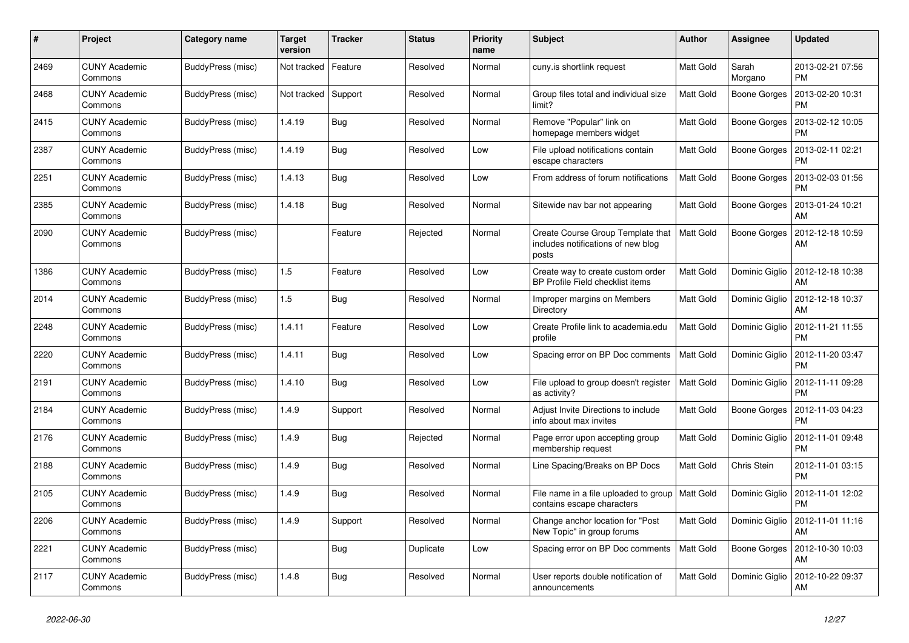| # | Project | Category name | Target version | Tracker | Status | Priority name | Subject | Author | Assignee | Updated |
|---|---|---|---|---|---|---|---|---|---|---|
| 2469 | CUNY Academic Commons | BuddyPress (misc) | Not tracked | Feature | Resolved | Normal | cuny.is shortlink request | Matt Gold | Sarah Morgano | 2013-02-21 07:56 PM |
| 2468 | CUNY Academic Commons | BuddyPress (misc) | Not tracked | Support | Resolved | Normal | Group files total and individual size limit? | Matt Gold | Boone Gorges | 2013-02-20 10:31 PM |
| 2415 | CUNY Academic Commons | BuddyPress (misc) | 1.4.19 | Bug | Resolved | Normal | Remove "Popular" link on homepage members widget | Matt Gold | Boone Gorges | 2013-02-12 10:05 PM |
| 2387 | CUNY Academic Commons | BuddyPress (misc) | 1.4.19 | Bug | Resolved | Low | File upload notifications contain escape characters | Matt Gold | Boone Gorges | 2013-02-11 02:21 PM |
| 2251 | CUNY Academic Commons | BuddyPress (misc) | 1.4.13 | Bug | Resolved | Low | From address of forum notifications | Matt Gold | Boone Gorges | 2013-02-03 01:56 PM |
| 2385 | CUNY Academic Commons | BuddyPress (misc) | 1.4.18 | Bug | Resolved | Normal | Sitewide nav bar not appearing | Matt Gold | Boone Gorges | 2013-01-24 10:21 AM |
| 2090 | CUNY Academic Commons | BuddyPress (misc) | | Feature | Rejected | Normal | Create Course Group Template that includes notifications of new blog posts | Matt Gold | Boone Gorges | 2012-12-18 10:59 AM |
| 1386 | CUNY Academic Commons | BuddyPress (misc) | 1.5 | Feature | Resolved | Low | Create way to create custom order BP Profile Field checklist items | Matt Gold | Dominic Giglio | 2012-12-18 10:38 AM |
| 2014 | CUNY Academic Commons | BuddyPress (misc) | 1.5 | Bug | Resolved | Normal | Improper margins on Members Directory | Matt Gold | Dominic Giglio | 2012-12-18 10:37 AM |
| 2248 | CUNY Academic Commons | BuddyPress (misc) | 1.4.11 | Feature | Resolved | Low | Create Profile link to academia.edu profile | Matt Gold | Dominic Giglio | 2012-11-21 11:55 PM |
| 2220 | CUNY Academic Commons | BuddyPress (misc) | 1.4.11 | Bug | Resolved | Low | Spacing error on BP Doc comments | Matt Gold | Dominic Giglio | 2012-11-20 03:47 PM |
| 2191 | CUNY Academic Commons | BuddyPress (misc) | 1.4.10 | Bug | Resolved | Low | File upload to group doesn't register as activity? | Matt Gold | Dominic Giglio | 2012-11-11 09:28 PM |
| 2184 | CUNY Academic Commons | BuddyPress (misc) | 1.4.9 | Support | Resolved | Normal | Adjust Invite Directions to include info about max invites | Matt Gold | Boone Gorges | 2012-11-03 04:23 PM |
| 2176 | CUNY Academic Commons | BuddyPress (misc) | 1.4.9 | Bug | Rejected | Normal | Page error upon accepting group membership request | Matt Gold | Dominic Giglio | 2012-11-01 09:48 PM |
| 2188 | CUNY Academic Commons | BuddyPress (misc) | 1.4.9 | Bug | Resolved | Normal | Line Spacing/Breaks on BP Docs | Matt Gold | Chris Stein | 2012-11-01 03:15 PM |
| 2105 | CUNY Academic Commons | BuddyPress (misc) | 1.4.9 | Bug | Resolved | Normal | File name in a file uploaded to group contains escape characters | Matt Gold | Dominic Giglio | 2012-11-01 12:02 PM |
| 2206 | CUNY Academic Commons | BuddyPress (misc) | 1.4.9 | Support | Resolved | Normal | Change anchor location for "Post New Topic" in group forums | Matt Gold | Dominic Giglio | 2012-11-01 11:16 AM |
| 2221 | CUNY Academic Commons | BuddyPress (misc) | | Bug | Duplicate | Low | Spacing error on BP Doc comments | Matt Gold | Boone Gorges | 2012-10-30 10:03 AM |
| 2117 | CUNY Academic Commons | BuddyPress (misc) | 1.4.8 | Bug | Resolved | Normal | User reports double notification of announcements | Matt Gold | Dominic Giglio | 2012-10-22 09:37 AM |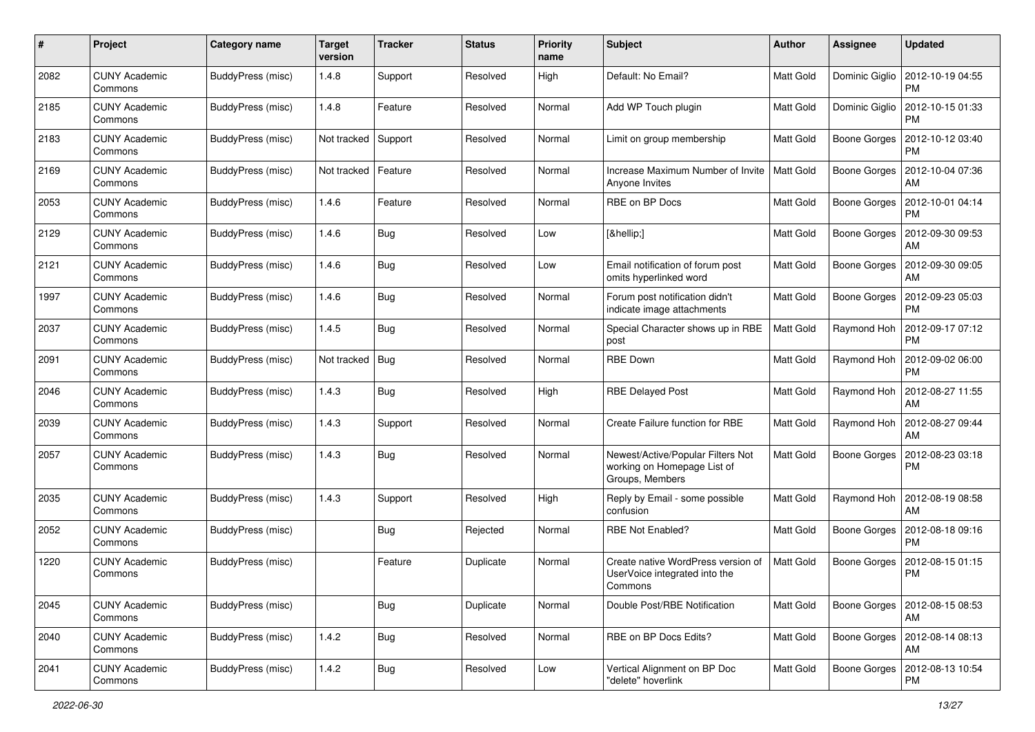| # | Project | Category name | Target version | Tracker | Status | Priority name | Subject | Author | Assignee | Updated |
|---|---|---|---|---|---|---|---|---|---|---|
| 2082 | CUNY Academic Commons | BuddyPress (misc) | 1.4.8 | Support | Resolved | High | Default: No Email? | Matt Gold | Dominic Giglio | 2012-10-19 04:55 PM |
| 2185 | CUNY Academic Commons | BuddyPress (misc) | 1.4.8 | Feature | Resolved | Normal | Add WP Touch plugin | Matt Gold | Dominic Giglio | 2012-10-15 01:33 PM |
| 2183 | CUNY Academic Commons | BuddyPress (misc) | Not tracked | Support | Resolved | Normal | Limit on group membership | Matt Gold | Boone Gorges | 2012-10-12 03:40 PM |
| 2169 | CUNY Academic Commons | BuddyPress (misc) | Not tracked | Feature | Resolved | Normal | Increase Maximum Number of Invite Anyone Invites | Matt Gold | Boone Gorges | 2012-10-04 07:36 AM |
| 2053 | CUNY Academic Commons | BuddyPress (misc) | 1.4.6 | Feature | Resolved | Normal | RBE on BP Docs | Matt Gold | Boone Gorges | 2012-10-01 04:14 PM |
| 2129 | CUNY Academic Commons | BuddyPress (misc) | 1.4.6 | Bug | Resolved | Low | [&hellip;] | Matt Gold | Boone Gorges | 2012-09-30 09:53 AM |
| 2121 | CUNY Academic Commons | BuddyPress (misc) | 1.4.6 | Bug | Resolved | Low | Email notification of forum post omits hyperlinked word | Matt Gold | Boone Gorges | 2012-09-30 09:05 AM |
| 1997 | CUNY Academic Commons | BuddyPress (misc) | 1.4.6 | Bug | Resolved | Normal | Forum post notification didn't indicate image attachments | Matt Gold | Boone Gorges | 2012-09-23 05:03 PM |
| 2037 | CUNY Academic Commons | BuddyPress (misc) | 1.4.5 | Bug | Resolved | Normal | Special Character shows up in RBE post | Matt Gold | Raymond Hoh | 2012-09-17 07:12 PM |
| 2091 | CUNY Academic Commons | BuddyPress (misc) | Not tracked | Bug | Resolved | Normal | RBE Down | Matt Gold | Raymond Hoh | 2012-09-02 06:00 PM |
| 2046 | CUNY Academic Commons | BuddyPress (misc) | 1.4.3 | Bug | Resolved | High | RBE Delayed Post | Matt Gold | Raymond Hoh | 2012-08-27 11:55 AM |
| 2039 | CUNY Academic Commons | BuddyPress (misc) | 1.4.3 | Support | Resolved | Normal | Create Failure function for RBE | Matt Gold | Raymond Hoh | 2012-08-27 09:44 AM |
| 2057 | CUNY Academic Commons | BuddyPress (misc) | 1.4.3 | Bug | Resolved | Normal | Newest/Active/Popular Filters Not working on Homepage List of Groups, Members | Matt Gold | Boone Gorges | 2012-08-23 03:18 PM |
| 2035 | CUNY Academic Commons | BuddyPress (misc) | 1.4.3 | Support | Resolved | High | Reply by Email - some possible confusion | Matt Gold | Raymond Hoh | 2012-08-19 08:58 AM |
| 2052 | CUNY Academic Commons | BuddyPress (misc) | | Bug | Rejected | Normal | RBE Not Enabled? | Matt Gold | Boone Gorges | 2012-08-18 09:16 PM |
| 1220 | CUNY Academic Commons | BuddyPress (misc) | | Feature | Duplicate | Normal | Create native WordPress version of UserVoice integrated into the Commons | Matt Gold | Boone Gorges | 2012-08-15 01:15 PM |
| 2045 | CUNY Academic Commons | BuddyPress (misc) | | Bug | Duplicate | Normal | Double Post/RBE Notification | Matt Gold | Boone Gorges | 2012-08-15 08:53 AM |
| 2040 | CUNY Academic Commons | BuddyPress (misc) | 1.4.2 | Bug | Resolved | Normal | RBE on BP Docs Edits? | Matt Gold | Boone Gorges | 2012-08-14 08:13 AM |
| 2041 | CUNY Academic Commons | BuddyPress (misc) | 1.4.2 | Bug | Resolved | Low | Vertical Alignment on BP Doc "delete" hoverlink | Matt Gold | Boone Gorges | 2012-08-13 10:54 PM |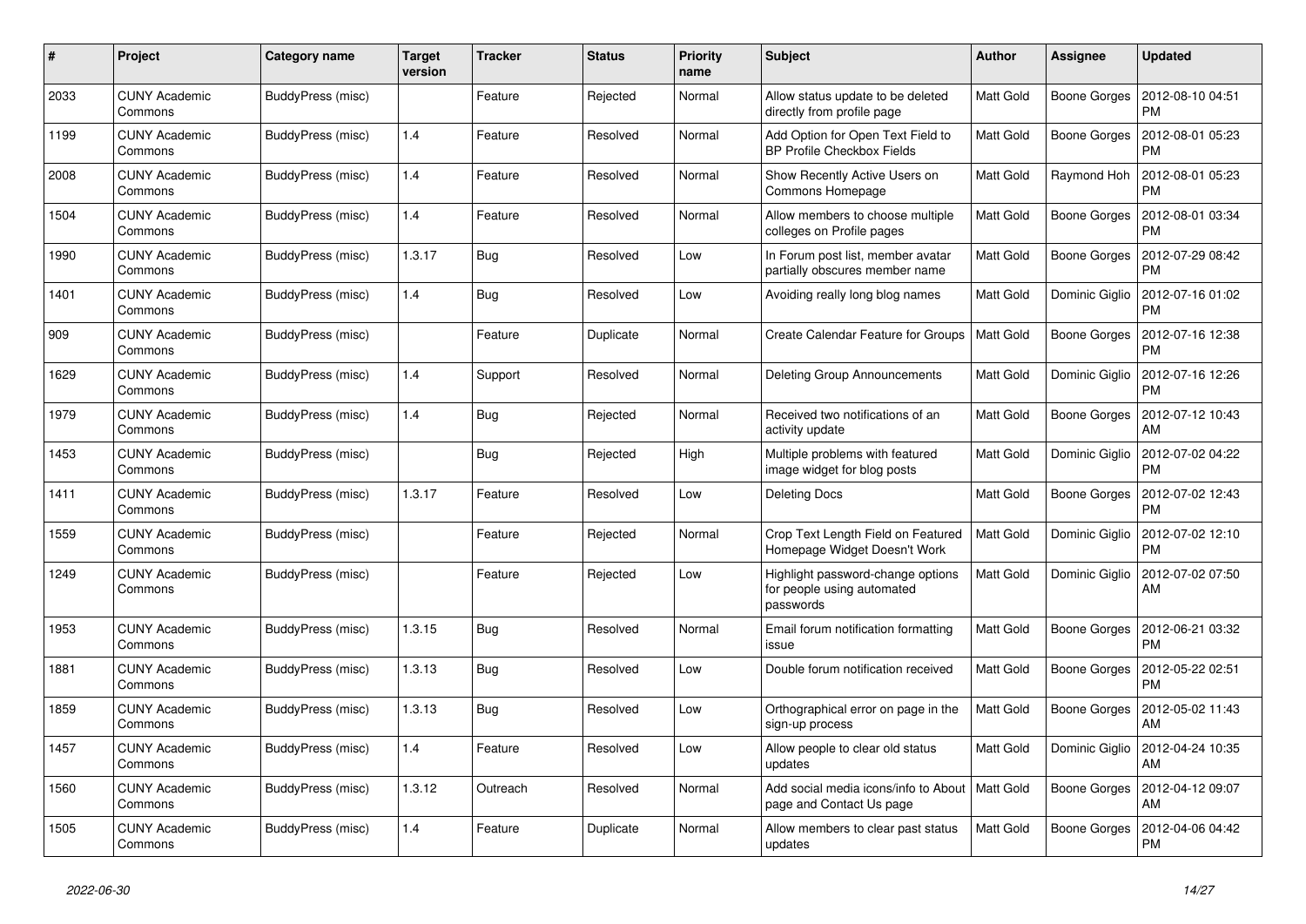| # | Project | Category name | Target version | Tracker | Status | Priority name | Subject | Author | Assignee | Updated |
|---|---|---|---|---|---|---|---|---|---|---|
| 2033 | CUNY Academic Commons | BuddyPress (misc) | | Feature | Rejected | Normal | Allow status update to be deleted directly from profile page | Matt Gold | Boone Gorges | 2012-08-10 04:51 PM |
| 1199 | CUNY Academic Commons | BuddyPress (misc) | 1.4 | Feature | Resolved | Normal | Add Option for Open Text Field to BP Profile Checkbox Fields | Matt Gold | Boone Gorges | 2012-08-01 05:23 PM |
| 2008 | CUNY Academic Commons | BuddyPress (misc) | 1.4 | Feature | Resolved | Normal | Show Recently Active Users on Commons Homepage | Matt Gold | Raymond Hoh | 2012-08-01 05:23 PM |
| 1504 | CUNY Academic Commons | BuddyPress (misc) | 1.4 | Feature | Resolved | Normal | Allow members to choose multiple colleges on Profile pages | Matt Gold | Boone Gorges | 2012-08-01 03:34 PM |
| 1990 | CUNY Academic Commons | BuddyPress (misc) | 1.3.17 | Bug | Resolved | Low | In Forum post list, member avatar partially obscures member name | Matt Gold | Boone Gorges | 2012-07-29 08:42 PM |
| 1401 | CUNY Academic Commons | BuddyPress (misc) | 1.4 | Bug | Resolved | Low | Avoiding really long blog names | Matt Gold | Dominic Giglio | 2012-07-16 01:02 PM |
| 909 | CUNY Academic Commons | BuddyPress (misc) | | Feature | Duplicate | Normal | Create Calendar Feature for Groups | Matt Gold | Boone Gorges | 2012-07-16 12:38 PM |
| 1629 | CUNY Academic Commons | BuddyPress (misc) | 1.4 | Support | Resolved | Normal | Deleting Group Announcements | Matt Gold | Dominic Giglio | 2012-07-16 12:26 PM |
| 1979 | CUNY Academic Commons | BuddyPress (misc) | 1.4 | Bug | Rejected | Normal | Received two notifications of an activity update | Matt Gold | Boone Gorges | 2012-07-12 10:43 AM |
| 1453 | CUNY Academic Commons | BuddyPress (misc) | | Bug | Rejected | High | Multiple problems with featured image widget for blog posts | Matt Gold | Dominic Giglio | 2012-07-02 04:22 PM |
| 1411 | CUNY Academic Commons | BuddyPress (misc) | 1.3.17 | Feature | Resolved | Low | Deleting Docs | Matt Gold | Boone Gorges | 2012-07-02 12:43 PM |
| 1559 | CUNY Academic Commons | BuddyPress (misc) | | Feature | Rejected | Normal | Crop Text Length Field on Featured Homepage Widget Doesn't Work | Matt Gold | Dominic Giglio | 2012-07-02 12:10 PM |
| 1249 | CUNY Academic Commons | BuddyPress (misc) | | Feature | Rejected | Low | Highlight password-change options for people using automated passwords | Matt Gold | Dominic Giglio | 2012-07-02 07:50 AM |
| 1953 | CUNY Academic Commons | BuddyPress (misc) | 1.3.15 | Bug | Resolved | Normal | Email forum notification formatting issue | Matt Gold | Boone Gorges | 2012-06-21 03:32 PM |
| 1881 | CUNY Academic Commons | BuddyPress (misc) | 1.3.13 | Bug | Resolved | Low | Double forum notification received | Matt Gold | Boone Gorges | 2012-05-22 02:51 PM |
| 1859 | CUNY Academic Commons | BuddyPress (misc) | 1.3.13 | Bug | Resolved | Low | Orthographical error on page in the sign-up process | Matt Gold | Boone Gorges | 2012-05-02 11:43 AM |
| 1457 | CUNY Academic Commons | BuddyPress (misc) | 1.4 | Feature | Resolved | Low | Allow people to clear old status updates | Matt Gold | Dominic Giglio | 2012-04-24 10:35 AM |
| 1560 | CUNY Academic Commons | BuddyPress (misc) | 1.3.12 | Outreach | Resolved | Normal | Add social media icons/info to About page and Contact Us page | Matt Gold | Boone Gorges | 2012-04-12 09:07 AM |
| 1505 | CUNY Academic Commons | BuddyPress (misc) | 1.4 | Feature | Duplicate | Normal | Allow members to clear past status updates | Matt Gold | Boone Gorges | 2012-04-06 04:42 PM |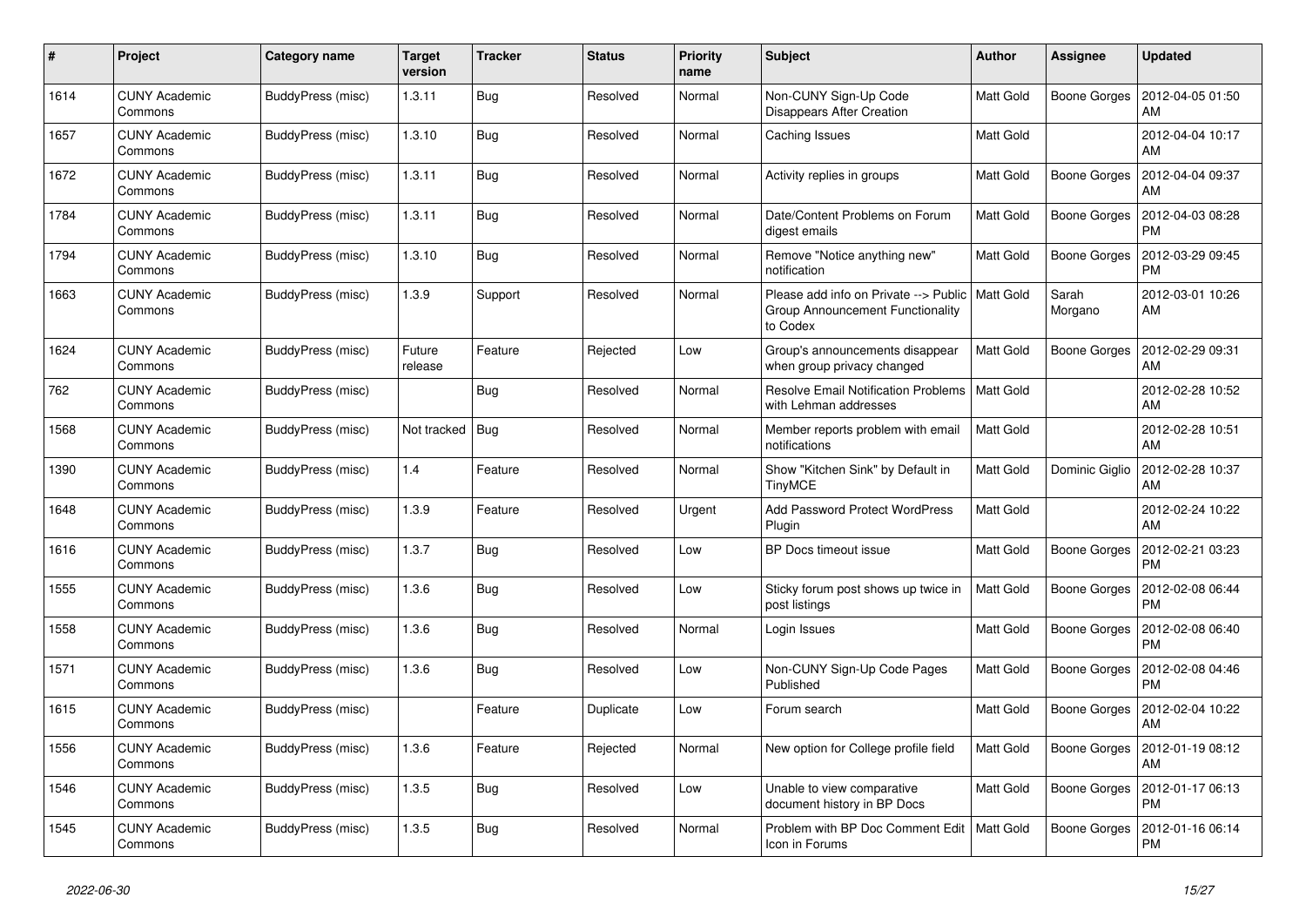| # | Project | Category name | Target version | Tracker | Status | Priority name | Subject | Author | Assignee | Updated |
|---|---|---|---|---|---|---|---|---|---|---|
| 1614 | CUNY Academic Commons | BuddyPress (misc) | 1.3.11 | Bug | Resolved | Normal | Non-CUNY Sign-Up Code Disappears After Creation | Matt Gold | Boone Gorges | 2012-04-05 01:50 AM |
| 1657 | CUNY Academic Commons | BuddyPress (misc) | 1.3.10 | Bug | Resolved | Normal | Caching Issues | Matt Gold | | 2012-04-04 10:17 AM |
| 1672 | CUNY Academic Commons | BuddyPress (misc) | 1.3.11 | Bug | Resolved | Normal | Activity replies in groups | Matt Gold | Boone Gorges | 2012-04-04 09:37 AM |
| 1784 | CUNY Academic Commons | BuddyPress (misc) | 1.3.11 | Bug | Resolved | Normal | Date/Content Problems on Forum digest emails | Matt Gold | Boone Gorges | 2012-04-03 08:28 PM |
| 1794 | CUNY Academic Commons | BuddyPress (misc) | 1.3.10 | Bug | Resolved | Normal | Remove "Notice anything new" notification | Matt Gold | Boone Gorges | 2012-03-29 09:45 PM |
| 1663 | CUNY Academic Commons | BuddyPress (misc) | 1.3.9 | Support | Resolved | Normal | Please add info on Private --> Public Group Announcement Functionality to Codex | Matt Gold | Sarah Morgano | 2012-03-01 10:26 AM |
| 1624 | CUNY Academic Commons | BuddyPress (misc) | Future release | Feature | Rejected | Low | Group's announcements disappear when group privacy changed | Matt Gold | Boone Gorges | 2012-02-29 09:31 AM |
| 762 | CUNY Academic Commons | BuddyPress (misc) | | Bug | Resolved | Normal | Resolve Email Notification Problems with Lehman addresses | Matt Gold | | 2012-02-28 10:52 AM |
| 1568 | CUNY Academic Commons | BuddyPress (misc) | Not tracked | Bug | Resolved | Normal | Member reports problem with email notifications | Matt Gold | | 2012-02-28 10:51 AM |
| 1390 | CUNY Academic Commons | BuddyPress (misc) | 1.4 | Feature | Resolved | Normal | Show "Kitchen Sink" by Default in TinyMCE | Matt Gold | Dominic Giglio | 2012-02-28 10:37 AM |
| 1648 | CUNY Academic Commons | BuddyPress (misc) | 1.3.9 | Feature | Resolved | Urgent | Add Password Protect WordPress Plugin | Matt Gold | | 2012-02-24 10:22 AM |
| 1616 | CUNY Academic Commons | BuddyPress (misc) | 1.3.7 | Bug | Resolved | Low | BP Docs timeout issue | Matt Gold | Boone Gorges | 2012-02-21 03:23 PM |
| 1555 | CUNY Academic Commons | BuddyPress (misc) | 1.3.6 | Bug | Resolved | Low | Sticky forum post shows up twice in post listings | Matt Gold | Boone Gorges | 2012-02-08 06:44 PM |
| 1558 | CUNY Academic Commons | BuddyPress (misc) | 1.3.6 | Bug | Resolved | Normal | Login Issues | Matt Gold | Boone Gorges | 2012-02-08 06:40 PM |
| 1571 | CUNY Academic Commons | BuddyPress (misc) | 1.3.6 | Bug | Resolved | Low | Non-CUNY Sign-Up Code Pages Published | Matt Gold | Boone Gorges | 2012-02-08 04:46 PM |
| 1615 | CUNY Academic Commons | BuddyPress (misc) | | Feature | Duplicate | Low | Forum search | Matt Gold | Boone Gorges | 2012-02-04 10:22 AM |
| 1556 | CUNY Academic Commons | BuddyPress (misc) | 1.3.6 | Feature | Rejected | Normal | New option for College profile field | Matt Gold | Boone Gorges | 2012-01-19 08:12 AM |
| 1546 | CUNY Academic Commons | BuddyPress (misc) | 1.3.5 | Bug | Resolved | Low | Unable to view comparative document history in BP Docs | Matt Gold | Boone Gorges | 2012-01-17 06:13 PM |
| 1545 | CUNY Academic Commons | BuddyPress (misc) | 1.3.5 | Bug | Resolved | Normal | Problem with BP Doc Comment Edit Icon in Forums | Matt Gold | Boone Gorges | 2012-01-16 06:14 PM |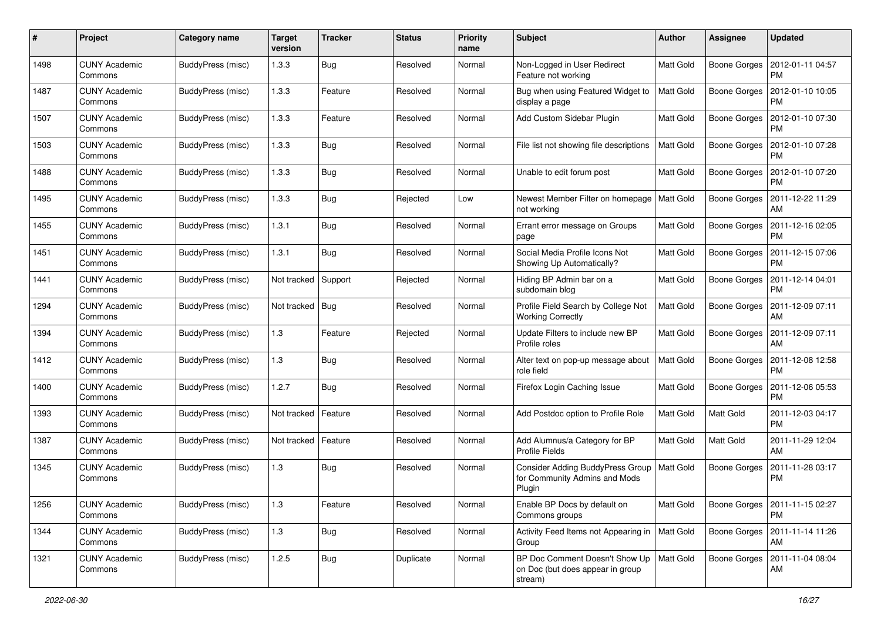| # | Project | Category name | Target version | Tracker | Status | Priority name | Subject | Author | Assignee | Updated |
|---|---|---|---|---|---|---|---|---|---|---|
| 1498 | CUNY Academic Commons | BuddyPress (misc) | 1.3.3 | Bug | Resolved | Normal | Non-Logged in User Redirect Feature not working | Matt Gold | Boone Gorges | 2012-01-11 04:57 PM |
| 1487 | CUNY Academic Commons | BuddyPress (misc) | 1.3.3 | Feature | Resolved | Normal | Bug when using Featured Widget to display a page | Matt Gold | Boone Gorges | 2012-01-10 10:05 PM |
| 1507 | CUNY Academic Commons | BuddyPress (misc) | 1.3.3 | Feature | Resolved | Normal | Add Custom Sidebar Plugin | Matt Gold | Boone Gorges | 2012-01-10 07:30 PM |
| 1503 | CUNY Academic Commons | BuddyPress (misc) | 1.3.3 | Bug | Resolved | Normal | File list not showing file descriptions | Matt Gold | Boone Gorges | 2012-01-10 07:28 PM |
| 1488 | CUNY Academic Commons | BuddyPress (misc) | 1.3.3 | Bug | Resolved | Normal | Unable to edit forum post | Matt Gold | Boone Gorges | 2012-01-10 07:20 PM |
| 1495 | CUNY Academic Commons | BuddyPress (misc) | 1.3.3 | Bug | Rejected | Low | Newest Member Filter on homepage not working | Matt Gold | Boone Gorges | 2011-12-22 11:29 AM |
| 1455 | CUNY Academic Commons | BuddyPress (misc) | 1.3.1 | Bug | Resolved | Normal | Errant error message on Groups page | Matt Gold | Boone Gorges | 2011-12-16 02:05 PM |
| 1451 | CUNY Academic Commons | BuddyPress (misc) | 1.3.1 | Bug | Resolved | Normal | Social Media Profile Icons Not Showing Up Automatically? | Matt Gold | Boone Gorges | 2011-12-15 07:06 PM |
| 1441 | CUNY Academic Commons | BuddyPress (misc) | Not tracked | Support | Rejected | Normal | Hiding BP Admin bar on a subdomain blog | Matt Gold | Boone Gorges | 2011-12-14 04:01 PM |
| 1294 | CUNY Academic Commons | BuddyPress (misc) | Not tracked | Bug | Resolved | Normal | Profile Field Search by College Not Working Correctly | Matt Gold | Boone Gorges | 2011-12-09 07:11 AM |
| 1394 | CUNY Academic Commons | BuddyPress (misc) | 1.3 | Feature | Rejected | Normal | Update Filters to include new BP Profile roles | Matt Gold | Boone Gorges | 2011-12-09 07:11 AM |
| 1412 | CUNY Academic Commons | BuddyPress (misc) | 1.3 | Bug | Resolved | Normal | Alter text on pop-up message about role field | Matt Gold | Boone Gorges | 2011-12-08 12:58 PM |
| 1400 | CUNY Academic Commons | BuddyPress (misc) | 1.2.7 | Bug | Resolved | Normal | Firefox Login Caching Issue | Matt Gold | Boone Gorges | 2011-12-06 05:53 PM |
| 1393 | CUNY Academic Commons | BuddyPress (misc) | Not tracked | Feature | Resolved | Normal | Add Postdoc option to Profile Role | Matt Gold | Matt Gold | 2011-12-03 04:17 PM |
| 1387 | CUNY Academic Commons | BuddyPress (misc) | Not tracked | Feature | Resolved | Normal | Add Alumnus/a Category for BP Profile Fields | Matt Gold | Matt Gold | 2011-11-29 12:04 AM |
| 1345 | CUNY Academic Commons | BuddyPress (misc) | 1.3 | Bug | Resolved | Normal | Consider Adding BuddyPress Group for Community Admins and Mods Plugin | Matt Gold | Boone Gorges | 2011-11-28 03:17 PM |
| 1256 | CUNY Academic Commons | BuddyPress (misc) | 1.3 | Feature | Resolved | Normal | Enable BP Docs by default on Commons groups | Matt Gold | Boone Gorges | 2011-11-15 02:27 PM |
| 1344 | CUNY Academic Commons | BuddyPress (misc) | 1.3 | Bug | Resolved | Normal | Activity Feed Items not Appearing in Group | Matt Gold | Boone Gorges | 2011-11-14 11:26 AM |
| 1321 | CUNY Academic Commons | BuddyPress (misc) | 1.2.5 | Bug | Duplicate | Normal | BP Doc Comment Doesn't Show Up on Doc (but does appear in group stream) | Matt Gold | Boone Gorges | 2011-11-04 08:04 AM |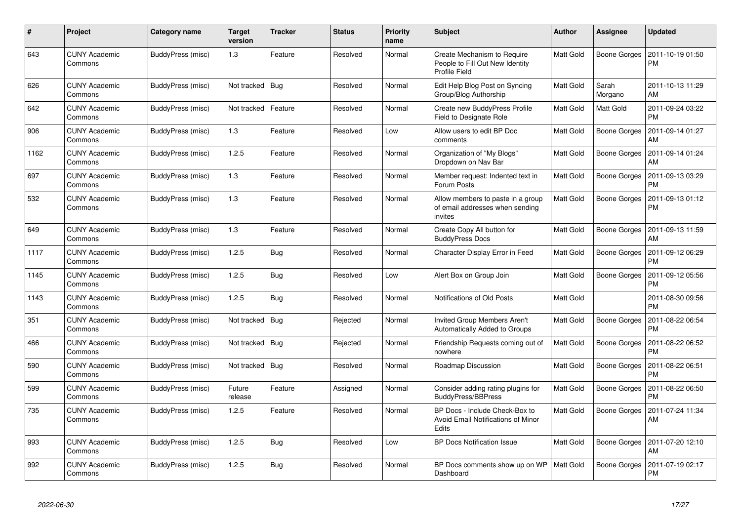| # | Project | Category name | Target version | Tracker | Status | Priority name | Subject | Author | Assignee | Updated |
|---|---|---|---|---|---|---|---|---|---|---|
| 643 | CUNY Academic Commons | BuddyPress (misc) | 1.3 | Feature | Resolved | Normal | Create Mechanism to Require People to Fill Out New Identity Profile Field | Matt Gold | Boone Gorges | 2011-10-19 01:50 PM |
| 626 | CUNY Academic Commons | BuddyPress (misc) | Not tracked | Bug | Resolved | Normal | Edit Help Blog Post on Syncing Group/Blog Authorship | Matt Gold | Sarah Morgano | 2011-10-13 11:29 AM |
| 642 | CUNY Academic Commons | BuddyPress (misc) | Not tracked | Feature | Resolved | Normal | Create new BuddyPress Profile Field to Designate Role | Matt Gold | Matt Gold | 2011-09-24 03:22 PM |
| 906 | CUNY Academic Commons | BuddyPress (misc) | 1.3 | Feature | Resolved | Low | Allow users to edit BP Doc comments | Matt Gold | Boone Gorges | 2011-09-14 01:27 AM |
| 1162 | CUNY Academic Commons | BuddyPress (misc) | 1.2.5 | Feature | Resolved | Normal | Organization of "My Blogs" Dropdown on Nav Bar | Matt Gold | Boone Gorges | 2011-09-14 01:24 AM |
| 697 | CUNY Academic Commons | BuddyPress (misc) | 1.3 | Feature | Resolved | Normal | Member request: Indented text in Forum Posts | Matt Gold | Boone Gorges | 2011-09-13 03:29 PM |
| 532 | CUNY Academic Commons | BuddyPress (misc) | 1.3 | Feature | Resolved | Normal | Allow members to paste in a group of email addresses when sending invites | Matt Gold | Boone Gorges | 2011-09-13 01:12 PM |
| 649 | CUNY Academic Commons | BuddyPress (misc) | 1.3 | Feature | Resolved | Normal | Create Copy All button for BuddyPress Docs | Matt Gold | Boone Gorges | 2011-09-13 11:59 AM |
| 1117 | CUNY Academic Commons | BuddyPress (misc) | 1.2.5 | Bug | Resolved | Normal | Character Display Error in Feed | Matt Gold | Boone Gorges | 2011-09-12 06:29 PM |
| 1145 | CUNY Academic Commons | BuddyPress (misc) | 1.2.5 | Bug | Resolved | Low | Alert Box on Group Join | Matt Gold | Boone Gorges | 2011-09-12 05:56 PM |
| 1143 | CUNY Academic Commons | BuddyPress (misc) | 1.2.5 | Bug | Resolved | Normal | Notifications of Old Posts | Matt Gold | | 2011-08-30 09:56 PM |
| 351 | CUNY Academic Commons | BuddyPress (misc) | Not tracked | Bug | Rejected | Normal | Invited Group Members Aren't Automatically Added to Groups | Matt Gold | Boone Gorges | 2011-08-22 06:54 PM |
| 466 | CUNY Academic Commons | BuddyPress (misc) | Not tracked | Bug | Rejected | Normal | Friendship Requests coming out of nowhere | Matt Gold | Boone Gorges | 2011-08-22 06:52 PM |
| 590 | CUNY Academic Commons | BuddyPress (misc) | Not tracked | Bug | Resolved | Normal | Roadmap Discussion | Matt Gold | Boone Gorges | 2011-08-22 06:51 PM |
| 599 | CUNY Academic Commons | BuddyPress (misc) | Future release | Feature | Assigned | Normal | Consider adding rating plugins for BuddyPress/BBPress | Matt Gold | Boone Gorges | 2011-08-22 06:50 PM |
| 735 | CUNY Academic Commons | BuddyPress (misc) | 1.2.5 | Feature | Resolved | Normal | BP Docs - Include Check-Box to Avoid Email Notifications of Minor Edits | Matt Gold | Boone Gorges | 2011-07-24 11:34 AM |
| 993 | CUNY Academic Commons | BuddyPress (misc) | 1.2.5 | Bug | Resolved | Low | BP Docs Notification Issue | Matt Gold | Boone Gorges | 2011-07-20 12:10 AM |
| 992 | CUNY Academic Commons | BuddyPress (misc) | 1.2.5 | Bug | Resolved | Normal | BP Docs comments show up on WP Dashboard | Matt Gold | Boone Gorges | 2011-07-19 02:17 PM |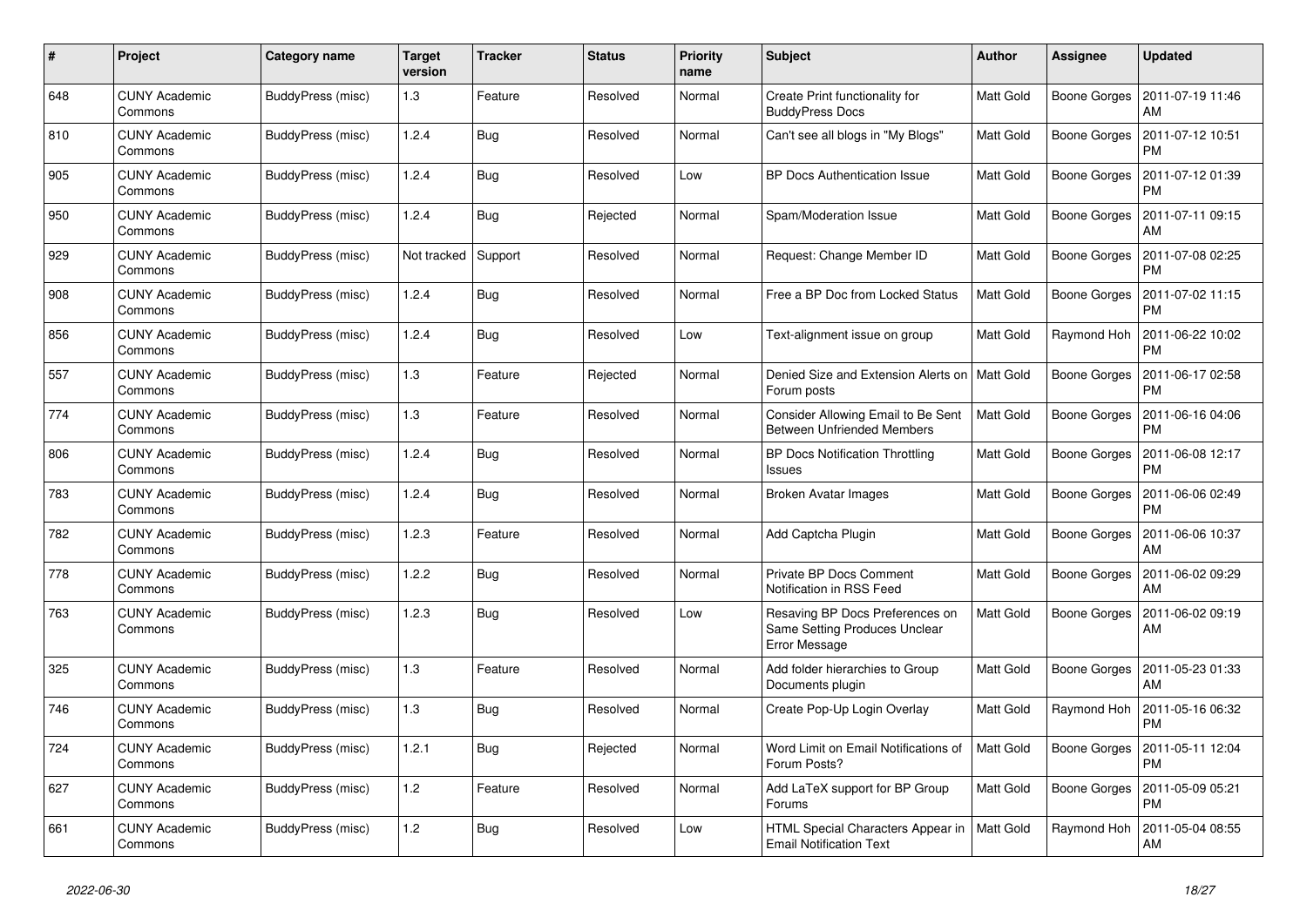| # | Project | Category name | Target version | Tracker | Status | Priority name | Subject | Author | Assignee | Updated |
|---|---|---|---|---|---|---|---|---|---|---|
| 648 | CUNY Academic Commons | BuddyPress (misc) | 1.3 | Feature | Resolved | Normal | Create Print functionality for BuddyPress Docs | Matt Gold | Boone Gorges | 2011-07-19 11:46 AM |
| 810 | CUNY Academic Commons | BuddyPress (misc) | 1.2.4 | Bug | Resolved | Normal | Can't see all blogs in "My Blogs" | Matt Gold | Boone Gorges | 2011-07-12 10:51 PM |
| 905 | CUNY Academic Commons | BuddyPress (misc) | 1.2.4 | Bug | Resolved | Low | BP Docs Authentication Issue | Matt Gold | Boone Gorges | 2011-07-12 01:39 PM |
| 950 | CUNY Academic Commons | BuddyPress (misc) | 1.2.4 | Bug | Rejected | Normal | Spam/Moderation Issue | Matt Gold | Boone Gorges | 2011-07-11 09:15 AM |
| 929 | CUNY Academic Commons | BuddyPress (misc) | Not tracked | Support | Resolved | Normal | Request: Change Member ID | Matt Gold | Boone Gorges | 2011-07-08 02:25 PM |
| 908 | CUNY Academic Commons | BuddyPress (misc) | 1.2.4 | Bug | Resolved | Normal | Free a BP Doc from Locked Status | Matt Gold | Boone Gorges | 2011-07-02 11:15 PM |
| 856 | CUNY Academic Commons | BuddyPress (misc) | 1.2.4 | Bug | Resolved | Low | Text-alignment issue on group | Matt Gold | Raymond Hoh | 2011-06-22 10:02 PM |
| 557 | CUNY Academic Commons | BuddyPress (misc) | 1.3 | Feature | Rejected | Normal | Denied Size and Extension Alerts on Forum posts | Matt Gold | Boone Gorges | 2011-06-17 02:58 PM |
| 774 | CUNY Academic Commons | BuddyPress (misc) | 1.3 | Feature | Resolved | Normal | Consider Allowing Email to Be Sent Between Unfriended Members | Matt Gold | Boone Gorges | 2011-06-16 04:06 PM |
| 806 | CUNY Academic Commons | BuddyPress (misc) | 1.2.4 | Bug | Resolved | Normal | BP Docs Notification Throttling Issues | Matt Gold | Boone Gorges | 2011-06-08 12:17 PM |
| 783 | CUNY Academic Commons | BuddyPress (misc) | 1.2.4 | Bug | Resolved | Normal | Broken Avatar Images | Matt Gold | Boone Gorges | 2011-06-06 02:49 PM |
| 782 | CUNY Academic Commons | BuddyPress (misc) | 1.2.3 | Feature | Resolved | Normal | Add Captcha Plugin | Matt Gold | Boone Gorges | 2011-06-06 10:37 AM |
| 778 | CUNY Academic Commons | BuddyPress (misc) | 1.2.2 | Bug | Resolved | Normal | Private BP Docs Comment Notification in RSS Feed | Matt Gold | Boone Gorges | 2011-06-02 09:29 AM |
| 763 | CUNY Academic Commons | BuddyPress (misc) | 1.2.3 | Bug | Resolved | Low | Resaving BP Docs Preferences on Same Setting Produces Unclear Error Message | Matt Gold | Boone Gorges | 2011-06-02 09:19 AM |
| 325 | CUNY Academic Commons | BuddyPress (misc) | 1.3 | Feature | Resolved | Normal | Add folder hierarchies to Group Documents plugin | Matt Gold | Boone Gorges | 2011-05-23 01:33 AM |
| 746 | CUNY Academic Commons | BuddyPress (misc) | 1.3 | Bug | Resolved | Normal | Create Pop-Up Login Overlay | Matt Gold | Raymond Hoh | 2011-05-16 06:32 PM |
| 724 | CUNY Academic Commons | BuddyPress (misc) | 1.2.1 | Bug | Rejected | Normal | Word Limit on Email Notifications of Forum Posts? | Matt Gold | Boone Gorges | 2011-05-11 12:04 PM |
| 627 | CUNY Academic Commons | BuddyPress (misc) | 1.2 | Feature | Resolved | Normal | Add LaTeX support for BP Group Forums | Matt Gold | Boone Gorges | 2011-05-09 05:21 PM |
| 661 | CUNY Academic Commons | BuddyPress (misc) | 1.2 | Bug | Resolved | Low | HTML Special Characters Appear in Email Notification Text | Matt Gold | Raymond Hoh | 2011-05-04 08:55 AM |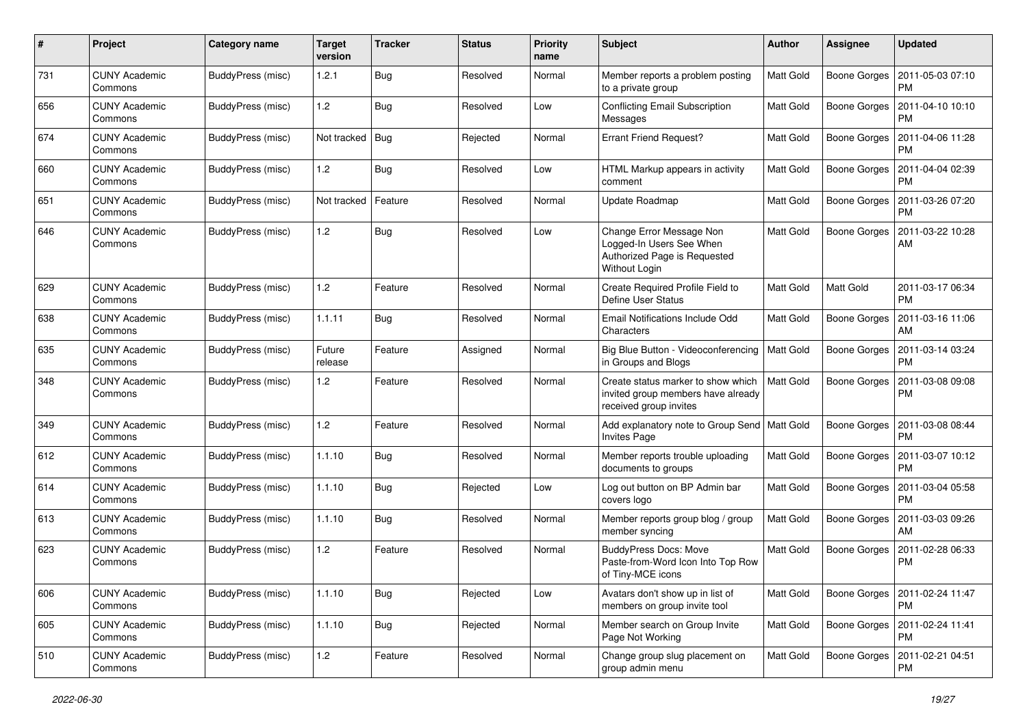| # | Project | Category name | Target version | Tracker | Status | Priority name | Subject | Author | Assignee | Updated |
|---|---|---|---|---|---|---|---|---|---|---|
| 731 | CUNY Academic Commons | BuddyPress (misc) | 1.2.1 | Bug | Resolved | Normal | Member reports a problem posting to a private group | Matt Gold | Boone Gorges | 2011-05-03 07:10 PM |
| 656 | CUNY Academic Commons | BuddyPress (misc) | 1.2 | Bug | Resolved | Low | Conflicting Email Subscription Messages | Matt Gold | Boone Gorges | 2011-04-10 10:10 PM |
| 674 | CUNY Academic Commons | BuddyPress (misc) | Not tracked | Bug | Rejected | Normal | Errant Friend Request? | Matt Gold | Boone Gorges | 2011-04-06 11:28 PM |
| 660 | CUNY Academic Commons | BuddyPress (misc) | 1.2 | Bug | Resolved | Low | HTML Markup appears in activity comment | Matt Gold | Boone Gorges | 2011-04-04 02:39 PM |
| 651 | CUNY Academic Commons | BuddyPress (misc) | Not tracked | Feature | Resolved | Normal | Update Roadmap | Matt Gold | Boone Gorges | 2011-03-26 07:20 PM |
| 646 | CUNY Academic Commons | BuddyPress (misc) | 1.2 | Bug | Resolved | Low | Change Error Message Non Logged-In Users See When Authorized Page is Requested Without Login | Matt Gold | Boone Gorges | 2011-03-22 10:28 AM |
| 629 | CUNY Academic Commons | BuddyPress (misc) | 1.2 | Feature | Resolved | Normal | Create Required Profile Field to Define User Status | Matt Gold | Matt Gold | 2011-03-17 06:34 PM |
| 638 | CUNY Academic Commons | BuddyPress (misc) | 1.1.11 | Bug | Resolved | Normal | Email Notifications Include Odd Characters | Matt Gold | Boone Gorges | 2011-03-16 11:06 AM |
| 635 | CUNY Academic Commons | BuddyPress (misc) | Future release | Feature | Assigned | Normal | Big Blue Button - Videoconferencing in Groups and Blogs | Matt Gold | Boone Gorges | 2011-03-14 03:24 PM |
| 348 | CUNY Academic Commons | BuddyPress (misc) | 1.2 | Feature | Resolved | Normal | Create status marker to show which invited group members have already received group invites | Matt Gold | Boone Gorges | 2011-03-08 09:08 PM |
| 349 | CUNY Academic Commons | BuddyPress (misc) | 1.2 | Feature | Resolved | Normal | Add explanatory note to Group Send Invites Page | Matt Gold | Boone Gorges | 2011-03-08 08:44 PM |
| 612 | CUNY Academic Commons | BuddyPress (misc) | 1.1.10 | Bug | Resolved | Normal | Member reports trouble uploading documents to groups | Matt Gold | Boone Gorges | 2011-03-07 10:12 PM |
| 614 | CUNY Academic Commons | BuddyPress (misc) | 1.1.10 | Bug | Rejected | Low | Log out button on BP Admin bar covers logo | Matt Gold | Boone Gorges | 2011-03-04 05:58 PM |
| 613 | CUNY Academic Commons | BuddyPress (misc) | 1.1.10 | Bug | Resolved | Normal | Member reports group blog / group member syncing | Matt Gold | Boone Gorges | 2011-03-03 09:26 AM |
| 623 | CUNY Academic Commons | BuddyPress (misc) | 1.2 | Feature | Resolved | Normal | BuddyPress Docs: Move Paste-from-Word Icon Into Top Row of Tiny-MCE icons | Matt Gold | Boone Gorges | 2011-02-28 06:33 PM |
| 606 | CUNY Academic Commons | BuddyPress (misc) | 1.1.10 | Bug | Rejected | Low | Avatars don't show up in list of members on group invite tool | Matt Gold | Boone Gorges | 2011-02-24 11:47 PM |
| 605 | CUNY Academic Commons | BuddyPress (misc) | 1.1.10 | Bug | Rejected | Normal | Member search on Group Invite Page Not Working | Matt Gold | Boone Gorges | 2011-02-24 11:41 PM |
| 510 | CUNY Academic Commons | BuddyPress (misc) | 1.2 | Feature | Resolved | Normal | Change group slug placement on group admin menu | Matt Gold | Boone Gorges | 2011-02-21 04:51 PM |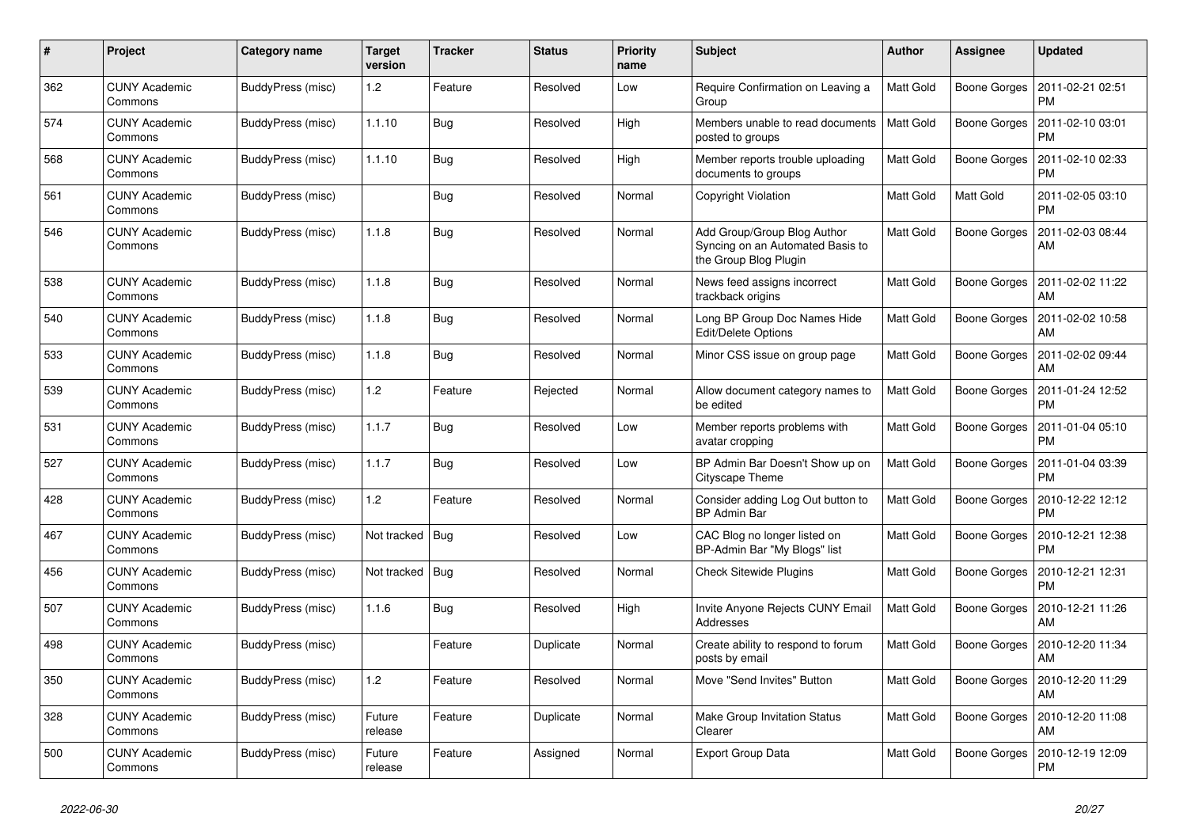| # | Project | Category name | Target version | Tracker | Status | Priority name | Subject | Author | Assignee | Updated |
|---|---|---|---|---|---|---|---|---|---|---|
| 362 | CUNY Academic Commons | BuddyPress (misc) | 1.2 | Feature | Resolved | Low | Require Confirmation on Leaving a Group | Matt Gold | Boone Gorges | 2011-02-21 02:51 PM |
| 574 | CUNY Academic Commons | BuddyPress (misc) | 1.1.10 | Bug | Resolved | High | Members unable to read documents posted to groups | Matt Gold | Boone Gorges | 2011-02-10 03:01 PM |
| 568 | CUNY Academic Commons | BuddyPress (misc) | 1.1.10 | Bug | Resolved | High | Member reports trouble uploading documents to groups | Matt Gold | Boone Gorges | 2011-02-10 02:33 PM |
| 561 | CUNY Academic Commons | BuddyPress (misc) | | Bug | Resolved | Normal | Copyright Violation | Matt Gold | Matt Gold | 2011-02-05 03:10 PM |
| 546 | CUNY Academic Commons | BuddyPress (misc) | 1.1.8 | Bug | Resolved | Normal | Add Group/Group Blog Author Syncing on an Automated Basis to the Group Blog Plugin | Matt Gold | Boone Gorges | 2011-02-03 08:44 AM |
| 538 | CUNY Academic Commons | BuddyPress (misc) | 1.1.8 | Bug | Resolved | Normal | News feed assigns incorrect trackback origins | Matt Gold | Boone Gorges | 2011-02-02 11:22 AM |
| 540 | CUNY Academic Commons | BuddyPress (misc) | 1.1.8 | Bug | Resolved | Normal | Long BP Group Doc Names Hide Edit/Delete Options | Matt Gold | Boone Gorges | 2011-02-02 10:58 AM |
| 533 | CUNY Academic Commons | BuddyPress (misc) | 1.1.8 | Bug | Resolved | Normal | Minor CSS issue on group page | Matt Gold | Boone Gorges | 2011-02-02 09:44 AM |
| 539 | CUNY Academic Commons | BuddyPress (misc) | 1.2 | Feature | Rejected | Normal | Allow document category names to be edited | Matt Gold | Boone Gorges | 2011-01-24 12:52 PM |
| 531 | CUNY Academic Commons | BuddyPress (misc) | 1.1.7 | Bug | Resolved | Low | Member reports problems with avatar cropping | Matt Gold | Boone Gorges | 2011-01-04 05:10 PM |
| 527 | CUNY Academic Commons | BuddyPress (misc) | 1.1.7 | Bug | Resolved | Low | BP Admin Bar Doesn't Show up on Cityscape Theme | Matt Gold | Boone Gorges | 2011-01-04 03:39 PM |
| 428 | CUNY Academic Commons | BuddyPress (misc) | 1.2 | Feature | Resolved | Normal | Consider adding Log Out button to BP Admin Bar | Matt Gold | Boone Gorges | 2010-12-22 12:12 PM |
| 467 | CUNY Academic Commons | BuddyPress (misc) | Not tracked | Bug | Resolved | Low | CAC Blog no longer listed on BP-Admin Bar "My Blogs" list | Matt Gold | Boone Gorges | 2010-12-21 12:38 PM |
| 456 | CUNY Academic Commons | BuddyPress (misc) | Not tracked | Bug | Resolved | Normal | Check Sitewide Plugins | Matt Gold | Boone Gorges | 2010-12-21 12:31 PM |
| 507 | CUNY Academic Commons | BuddyPress (misc) | 1.1.6 | Bug | Resolved | High | Invite Anyone Rejects CUNY Email Addresses | Matt Gold | Boone Gorges | 2010-12-21 11:26 AM |
| 498 | CUNY Academic Commons | BuddyPress (misc) | | Feature | Duplicate | Normal | Create ability to respond to forum posts by email | Matt Gold | Boone Gorges | 2010-12-20 11:34 AM |
| 350 | CUNY Academic Commons | BuddyPress (misc) | 1.2 | Feature | Resolved | Normal | Move "Send Invites" Button | Matt Gold | Boone Gorges | 2010-12-20 11:29 AM |
| 328 | CUNY Academic Commons | BuddyPress (misc) | Future release | Feature | Duplicate | Normal | Make Group Invitation Status Clearer | Matt Gold | Boone Gorges | 2010-12-20 11:08 AM |
| 500 | CUNY Academic Commons | BuddyPress (misc) | Future release | Feature | Assigned | Normal | Export Group Data | Matt Gold | Boone Gorges | 2010-12-19 12:09 PM |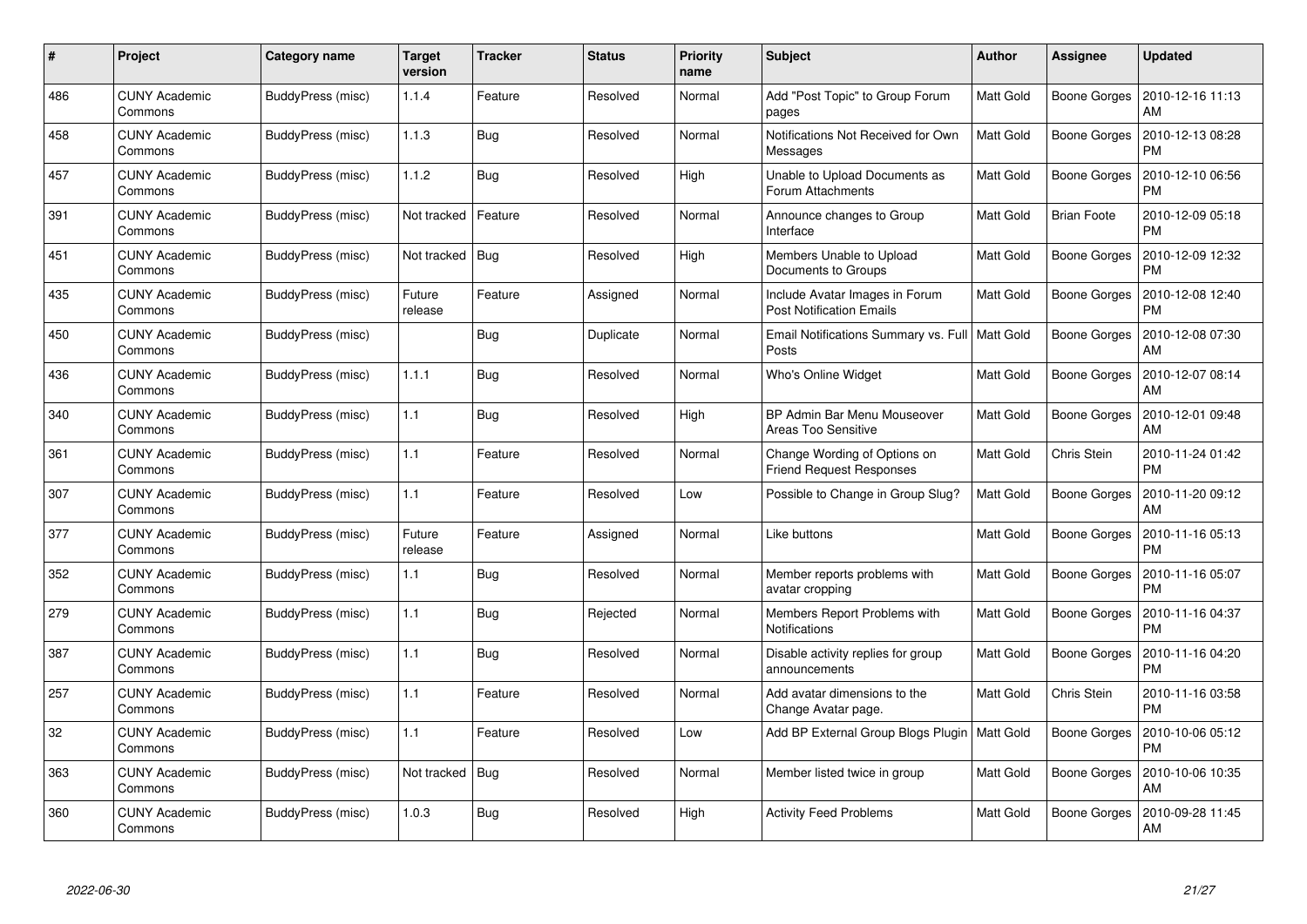| # | Project | Category name | Target version | Tracker | Status | Priority name | Subject | Author | Assignee | Updated |
|---|---|---|---|---|---|---|---|---|---|---|
| 486 | CUNY Academic Commons | BuddyPress (misc) | 1.1.4 | Feature | Resolved | Normal | Add "Post Topic" to Group Forum pages | Matt Gold | Boone Gorges | 2010-12-16 11:13 AM |
| 458 | CUNY Academic Commons | BuddyPress (misc) | 1.1.3 | Bug | Resolved | Normal | Notifications Not Received for Own Messages | Matt Gold | Boone Gorges | 2010-12-13 08:28 PM |
| 457 | CUNY Academic Commons | BuddyPress (misc) | 1.1.2 | Bug | Resolved | High | Unable to Upload Documents as Forum Attachments | Matt Gold | Boone Gorges | 2010-12-10 06:56 PM |
| 391 | CUNY Academic Commons | BuddyPress (misc) | Not tracked | Feature | Resolved | Normal | Announce changes to Group Interface | Matt Gold | Brian Foote | 2010-12-09 05:18 PM |
| 451 | CUNY Academic Commons | BuddyPress (misc) | Not tracked | Bug | Resolved | High | Members Unable to Upload Documents to Groups | Matt Gold | Boone Gorges | 2010-12-09 12:32 PM |
| 435 | CUNY Academic Commons | BuddyPress (misc) | Future release | Feature | Assigned | Normal | Include Avatar Images in Forum Post Notification Emails | Matt Gold | Boone Gorges | 2010-12-08 12:40 PM |
| 450 | CUNY Academic Commons | BuddyPress (misc) | | Bug | Duplicate | Normal | Email Notifications Summary vs. Full Posts | Matt Gold | Boone Gorges | 2010-12-08 07:30 AM |
| 436 | CUNY Academic Commons | BuddyPress (misc) | 1.1.1 | Bug | Resolved | Normal | Who's Online Widget | Matt Gold | Boone Gorges | 2010-12-07 08:14 AM |
| 340 | CUNY Academic Commons | BuddyPress (misc) | 1.1 | Bug | Resolved | High | BP Admin Bar Menu Mouseover Areas Too Sensitive | Matt Gold | Boone Gorges | 2010-12-01 09:48 AM |
| 361 | CUNY Academic Commons | BuddyPress (misc) | 1.1 | Feature | Resolved | Normal | Change Wording of Options on Friend Request Responses | Matt Gold | Chris Stein | 2010-11-24 01:42 PM |
| 307 | CUNY Academic Commons | BuddyPress (misc) | 1.1 | Feature | Resolved | Low | Possible to Change in Group Slug? | Matt Gold | Boone Gorges | 2010-11-20 09:12 AM |
| 377 | CUNY Academic Commons | BuddyPress (misc) | Future release | Feature | Assigned | Normal | Like buttons | Matt Gold | Boone Gorges | 2010-11-16 05:13 PM |
| 352 | CUNY Academic Commons | BuddyPress (misc) | 1.1 | Bug | Resolved | Normal | Member reports problems with avatar cropping | Matt Gold | Boone Gorges | 2010-11-16 05:07 PM |
| 279 | CUNY Academic Commons | BuddyPress (misc) | 1.1 | Bug | Rejected | Normal | Members Report Problems with Notifications | Matt Gold | Boone Gorges | 2010-11-16 04:37 PM |
| 387 | CUNY Academic Commons | BuddyPress (misc) | 1.1 | Bug | Resolved | Normal | Disable activity replies for group announcements | Matt Gold | Boone Gorges | 2010-11-16 04:20 PM |
| 257 | CUNY Academic Commons | BuddyPress (misc) | 1.1 | Feature | Resolved | Normal | Add avatar dimensions to the Change Avatar page. | Matt Gold | Chris Stein | 2010-11-16 03:58 PM |
| 32 | CUNY Academic Commons | BuddyPress (misc) | 1.1 | Feature | Resolved | Low | Add BP External Group Blogs Plugin | Matt Gold | Boone Gorges | 2010-10-06 05:12 PM |
| 363 | CUNY Academic Commons | BuddyPress (misc) | Not tracked | Bug | Resolved | Normal | Member listed twice in group | Matt Gold | Boone Gorges | 2010-10-06 10:35 AM |
| 360 | CUNY Academic Commons | BuddyPress (misc) | 1.0.3 | Bug | Resolved | High | Activity Feed Problems | Matt Gold | Boone Gorges | 2010-09-28 11:45 AM |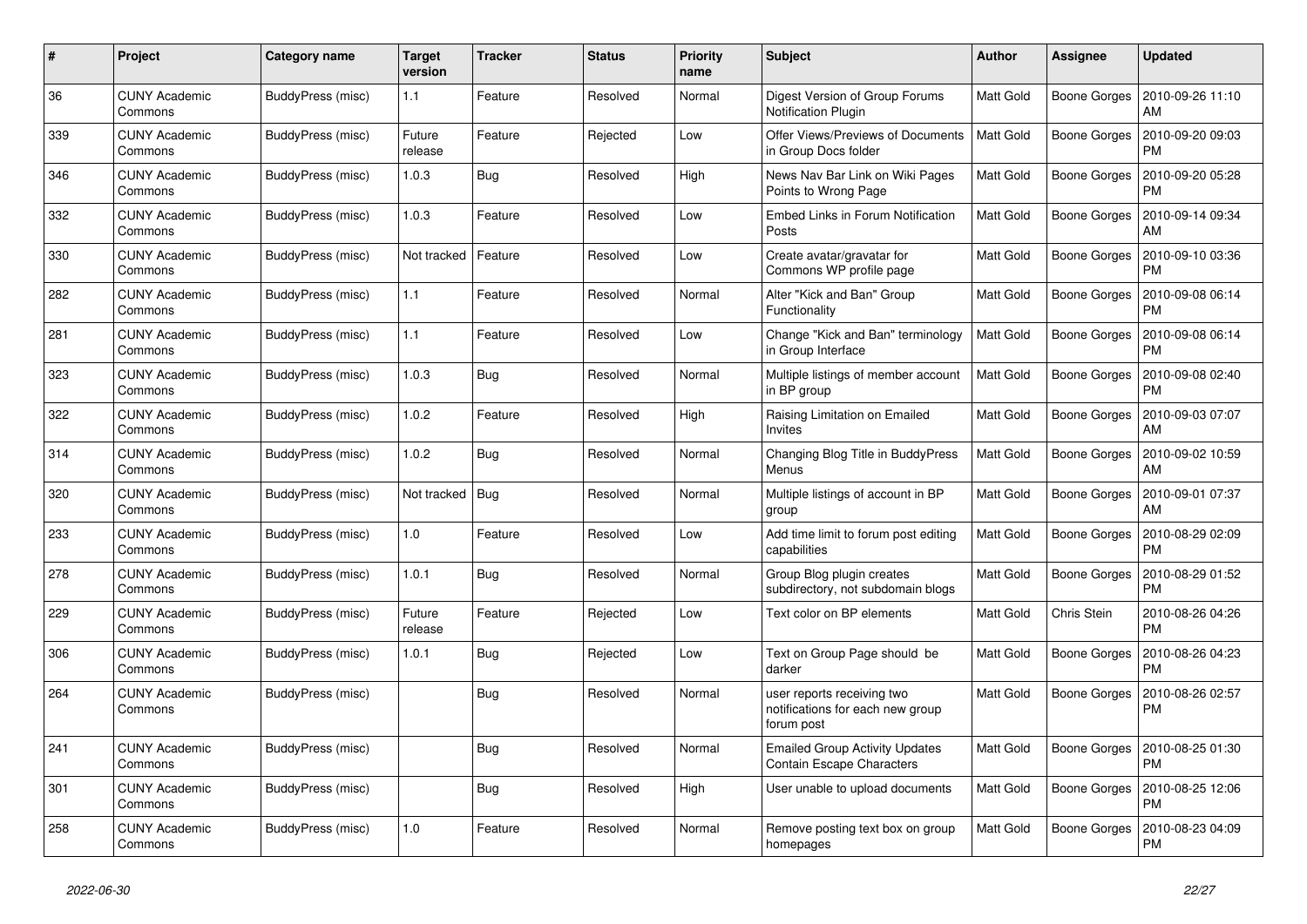| # | Project | Category name | Target version | Tracker | Status | Priority name | Subject | Author | Assignee | Updated |
| --- | --- | --- | --- | --- | --- | --- | --- | --- | --- | --- |
| 36 | CUNY Academic Commons | BuddyPress (misc) | 1.1 | Feature | Resolved | Normal | Digest Version of Group Forums Notification Plugin | Matt Gold | Boone Gorges | 2010-09-26 11:10 AM |
| 339 | CUNY Academic Commons | BuddyPress (misc) | Future release | Feature | Rejected | Low | Offer Views/Previews of Documents in Group Docs folder | Matt Gold | Boone Gorges | 2010-09-20 09:03 PM |
| 346 | CUNY Academic Commons | BuddyPress (misc) | 1.0.3 | Bug | Resolved | High | News Nav Bar Link on Wiki Pages Points to Wrong Page | Matt Gold | Boone Gorges | 2010-09-20 05:28 PM |
| 332 | CUNY Academic Commons | BuddyPress (misc) | 1.0.3 | Feature | Resolved | Low | Embed Links in Forum Notification Posts | Matt Gold | Boone Gorges | 2010-09-14 09:34 AM |
| 330 | CUNY Academic Commons | BuddyPress (misc) | Not tracked | Feature | Resolved | Low | Create avatar/gravatar for Commons WP profile page | Matt Gold | Boone Gorges | 2010-09-10 03:36 PM |
| 282 | CUNY Academic Commons | BuddyPress (misc) | 1.1 | Feature | Resolved | Normal | Alter "Kick and Ban" Group Functionality | Matt Gold | Boone Gorges | 2010-09-08 06:14 PM |
| 281 | CUNY Academic Commons | BuddyPress (misc) | 1.1 | Feature | Resolved | Low | Change "Kick and Ban" terminology in Group Interface | Matt Gold | Boone Gorges | 2010-09-08 06:14 PM |
| 323 | CUNY Academic Commons | BuddyPress (misc) | 1.0.3 | Bug | Resolved | Normal | Multiple listings of member account in BP group | Matt Gold | Boone Gorges | 2010-09-08 02:40 PM |
| 322 | CUNY Academic Commons | BuddyPress (misc) | 1.0.2 | Feature | Resolved | High | Raising Limitation on Emailed Invites | Matt Gold | Boone Gorges | 2010-09-03 07:07 AM |
| 314 | CUNY Academic Commons | BuddyPress (misc) | 1.0.2 | Bug | Resolved | Normal | Changing Blog Title in BuddyPress Menus | Matt Gold | Boone Gorges | 2010-09-02 10:59 AM |
| 320 | CUNY Academic Commons | BuddyPress (misc) | Not tracked | Bug | Resolved | Normal | Multiple listings of account in BP group | Matt Gold | Boone Gorges | 2010-09-01 07:37 AM |
| 233 | CUNY Academic Commons | BuddyPress (misc) | 1.0 | Feature | Resolved | Low | Add time limit to forum post editing capabilities | Matt Gold | Boone Gorges | 2010-08-29 02:09 PM |
| 278 | CUNY Academic Commons | BuddyPress (misc) | 1.0.1 | Bug | Resolved | Normal | Group Blog plugin creates subdirectory, not subdomain blogs | Matt Gold | Boone Gorges | 2010-08-29 01:52 PM |
| 229 | CUNY Academic Commons | BuddyPress (misc) | Future release | Feature | Rejected | Low | Text color on BP elements | Matt Gold | Chris Stein | 2010-08-26 04:26 PM |
| 306 | CUNY Academic Commons | BuddyPress (misc) | 1.0.1 | Bug | Rejected | Low | Text on Group Page should be darker | Matt Gold | Boone Gorges | 2010-08-26 04:23 PM |
| 264 | CUNY Academic Commons | BuddyPress (misc) | | Bug | Resolved | Normal | user reports receiving two notifications for each new group forum post | Matt Gold | Boone Gorges | 2010-08-26 02:57 PM |
| 241 | CUNY Academic Commons | BuddyPress (misc) | | Bug | Resolved | Normal | Emailed Group Activity Updates Contain Escape Characters | Matt Gold | Boone Gorges | 2010-08-25 01:30 PM |
| 301 | CUNY Academic Commons | BuddyPress (misc) | | Bug | Resolved | High | User unable to upload documents | Matt Gold | Boone Gorges | 2010-08-25 12:06 PM |
| 258 | CUNY Academic Commons | BuddyPress (misc) | 1.0 | Feature | Resolved | Normal | Remove posting text box on group homepages | Matt Gold | Boone Gorges | 2010-08-23 04:09 PM |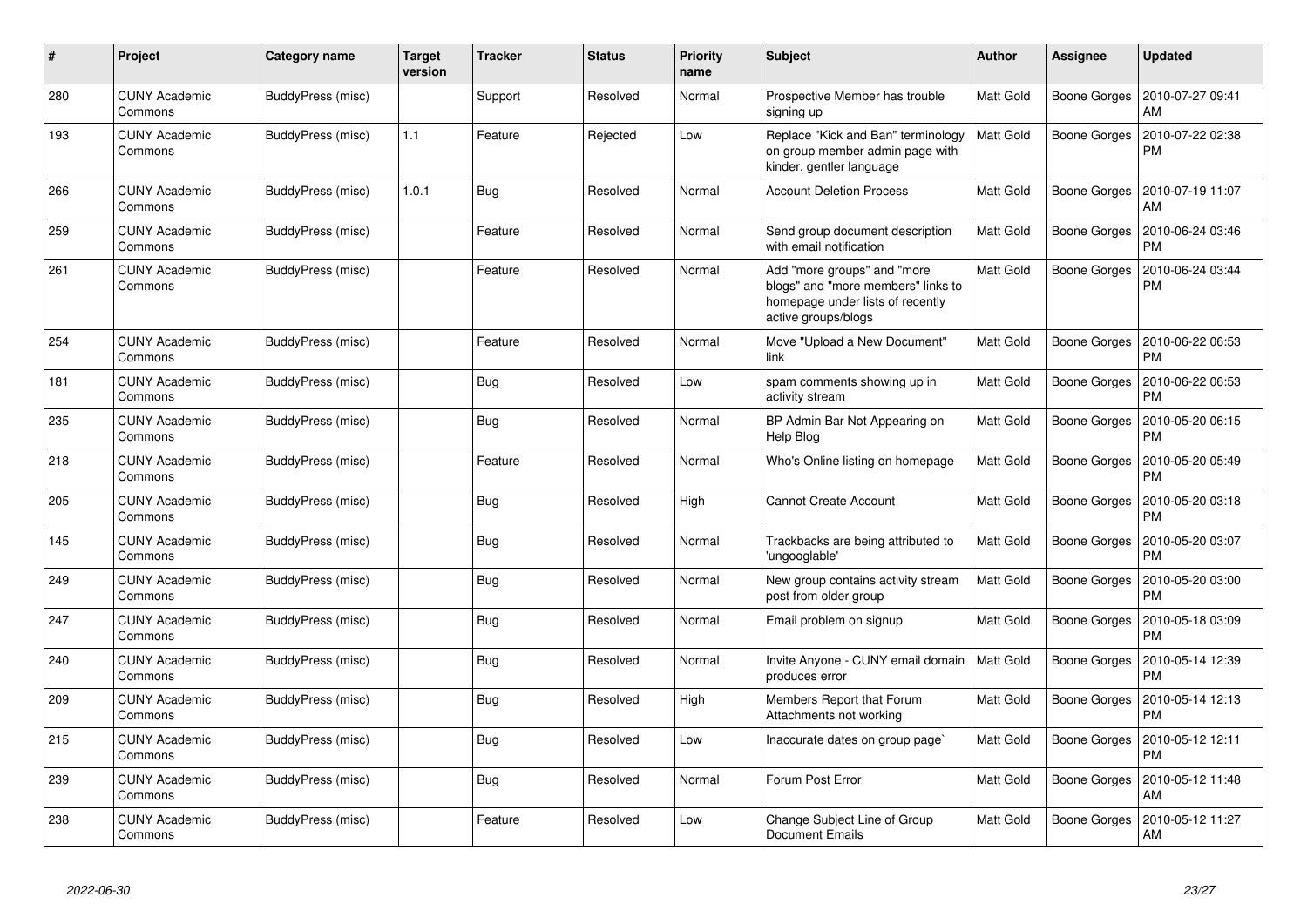| # | Project | Category name | Target version | Tracker | Status | Priority name | Subject | Author | Assignee | Updated |
|---|---|---|---|---|---|---|---|---|---|---|
| 280 | CUNY Academic Commons | BuddyPress (misc) | | Support | Resolved | Normal | Prospective Member has trouble signing up | Matt Gold | Boone Gorges | 2010-07-27 09:41 AM |
| 193 | CUNY Academic Commons | BuddyPress (misc) | 1.1 | Feature | Rejected | Low | Replace "Kick and Ban" terminology on group member admin page with kinder, gentler language | Matt Gold | Boone Gorges | 2010-07-22 02:38 PM |
| 266 | CUNY Academic Commons | BuddyPress (misc) | 1.0.1 | Bug | Resolved | Normal | Account Deletion Process | Matt Gold | Boone Gorges | 2010-07-19 11:07 AM |
| 259 | CUNY Academic Commons | BuddyPress (misc) | | Feature | Resolved | Normal | Send group document description with email notification | Matt Gold | Boone Gorges | 2010-06-24 03:46 PM |
| 261 | CUNY Academic Commons | BuddyPress (misc) | | Feature | Resolved | Normal | Add "more groups" and "more blogs" and "more members" links to homepage under lists of recently active groups/blogs | Matt Gold | Boone Gorges | 2010-06-24 03:44 PM |
| 254 | CUNY Academic Commons | BuddyPress (misc) | | Feature | Resolved | Normal | Move "Upload a New Document" link | Matt Gold | Boone Gorges | 2010-06-22 06:53 PM |
| 181 | CUNY Academic Commons | BuddyPress (misc) | | Bug | Resolved | Low | spam comments showing up in activity stream | Matt Gold | Boone Gorges | 2010-06-22 06:53 PM |
| 235 | CUNY Academic Commons | BuddyPress (misc) | | Bug | Resolved | Normal | BP Admin Bar Not Appearing on Help Blog | Matt Gold | Boone Gorges | 2010-05-20 06:15 PM |
| 218 | CUNY Academic Commons | BuddyPress (misc) | | Feature | Resolved | Normal | Who's Online listing on homepage | Matt Gold | Boone Gorges | 2010-05-20 05:49 PM |
| 205 | CUNY Academic Commons | BuddyPress (misc) | | Bug | Resolved | High | Cannot Create Account | Matt Gold | Boone Gorges | 2010-05-20 03:18 PM |
| 145 | CUNY Academic Commons | BuddyPress (misc) | | Bug | Resolved | Normal | Trackbacks are being attributed to 'ungooglable' | Matt Gold | Boone Gorges | 2010-05-20 03:07 PM |
| 249 | CUNY Academic Commons | BuddyPress (misc) | | Bug | Resolved | Normal | New group contains activity stream post from older group | Matt Gold | Boone Gorges | 2010-05-20 03:00 PM |
| 247 | CUNY Academic Commons | BuddyPress (misc) | | Bug | Resolved | Normal | Email problem on signup | Matt Gold | Boone Gorges | 2010-05-18 03:09 PM |
| 240 | CUNY Academic Commons | BuddyPress (misc) | | Bug | Resolved | Normal | Invite Anyone - CUNY email domain produces error | Matt Gold | Boone Gorges | 2010-05-14 12:39 PM |
| 209 | CUNY Academic Commons | BuddyPress (misc) | | Bug | Resolved | High | Members Report that Forum Attachments not working | Matt Gold | Boone Gorges | 2010-05-14 12:13 PM |
| 215 | CUNY Academic Commons | BuddyPress (misc) | | Bug | Resolved | Low | Inaccurate dates on group page` | Matt Gold | Boone Gorges | 2010-05-12 12:11 PM |
| 239 | CUNY Academic Commons | BuddyPress (misc) | | Bug | Resolved | Normal | Forum Post Error | Matt Gold | Boone Gorges | 2010-05-12 11:48 AM |
| 238 | CUNY Academic Commons | BuddyPress (misc) | | Feature | Resolved | Low | Change Subject Line of Group Document Emails | Matt Gold | Boone Gorges | 2010-05-12 11:27 AM |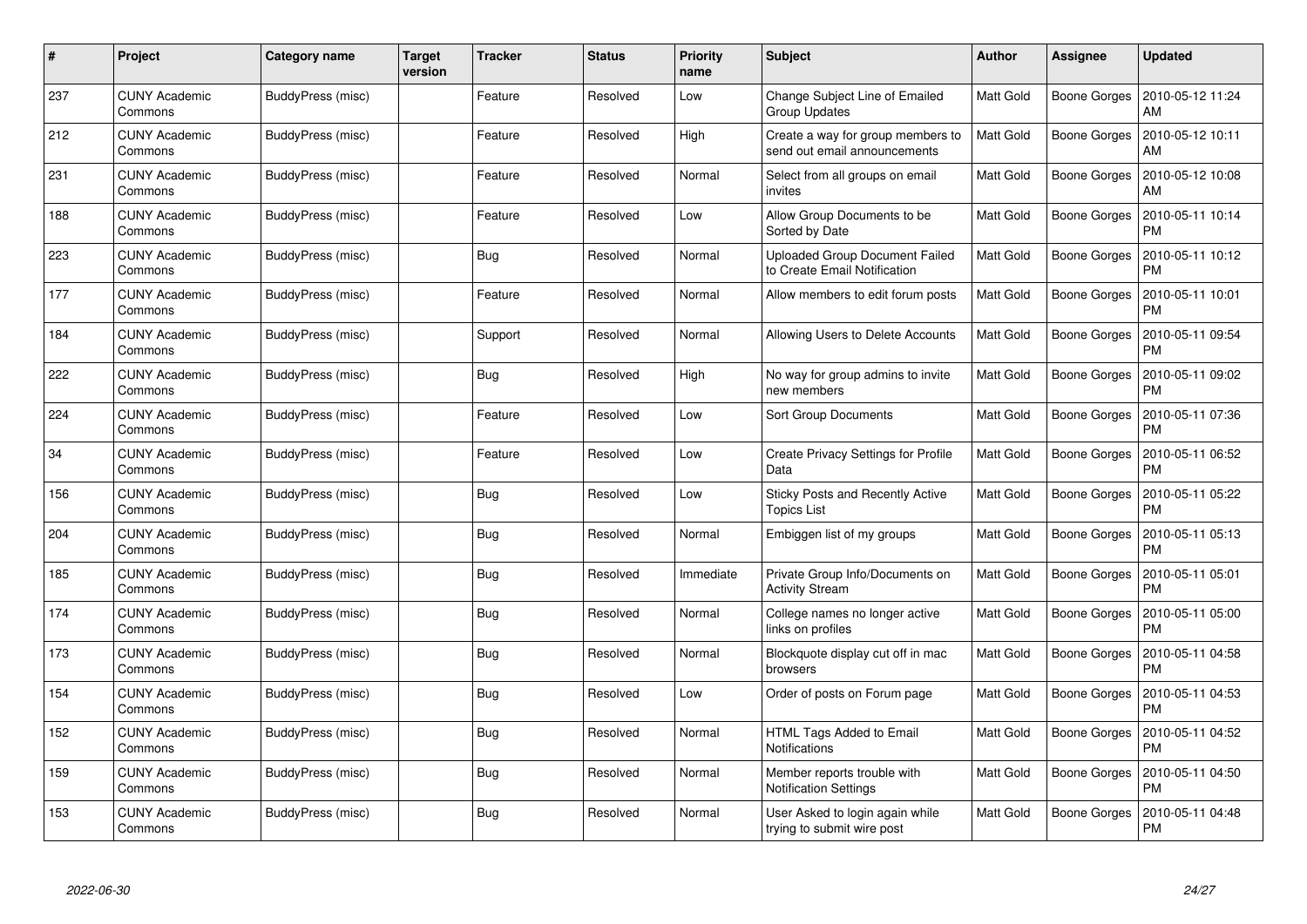| # | Project | Category name | Target version | Tracker | Status | Priority name | Subject | Author | Assignee | Updated |
|---|---|---|---|---|---|---|---|---|---|---|
| 237 | CUNY Academic Commons | BuddyPress (misc) | | Feature | Resolved | Low | Change Subject Line of Emailed Group Updates | Matt Gold | Boone Gorges | 2010-05-12 11:24 AM |
| 212 | CUNY Academic Commons | BuddyPress (misc) | | Feature | Resolved | High | Create a way for group members to send out email announcements | Matt Gold | Boone Gorges | 2010-05-12 10:11 AM |
| 231 | CUNY Academic Commons | BuddyPress (misc) | | Feature | Resolved | Normal | Select from all groups on email invites | Matt Gold | Boone Gorges | 2010-05-12 10:08 AM |
| 188 | CUNY Academic Commons | BuddyPress (misc) | | Feature | Resolved | Low | Allow Group Documents to be Sorted by Date | Matt Gold | Boone Gorges | 2010-05-11 10:14 PM |
| 223 | CUNY Academic Commons | BuddyPress (misc) | | Bug | Resolved | Normal | Uploaded Group Document Failed to Create Email Notification | Matt Gold | Boone Gorges | 2010-05-11 10:12 PM |
| 177 | CUNY Academic Commons | BuddyPress (misc) | | Feature | Resolved | Normal | Allow members to edit forum posts | Matt Gold | Boone Gorges | 2010-05-11 10:01 PM |
| 184 | CUNY Academic Commons | BuddyPress (misc) | | Support | Resolved | Normal | Allowing Users to Delete Accounts | Matt Gold | Boone Gorges | 2010-05-11 09:54 PM |
| 222 | CUNY Academic Commons | BuddyPress (misc) | | Bug | Resolved | High | No way for group admins to invite new members | Matt Gold | Boone Gorges | 2010-05-11 09:02 PM |
| 224 | CUNY Academic Commons | BuddyPress (misc) | | Feature | Resolved | Low | Sort Group Documents | Matt Gold | Boone Gorges | 2010-05-11 07:36 PM |
| 34 | CUNY Academic Commons | BuddyPress (misc) | | Feature | Resolved | Low | Create Privacy Settings for Profile Data | Matt Gold | Boone Gorges | 2010-05-11 06:52 PM |
| 156 | CUNY Academic Commons | BuddyPress (misc) | | Bug | Resolved | Low | Sticky Posts and Recently Active Topics List | Matt Gold | Boone Gorges | 2010-05-11 05:22 PM |
| 204 | CUNY Academic Commons | BuddyPress (misc) | | Bug | Resolved | Normal | Embiggen list of my groups | Matt Gold | Boone Gorges | 2010-05-11 05:13 PM |
| 185 | CUNY Academic Commons | BuddyPress (misc) | | Bug | Resolved | Immediate | Private Group Info/Documents on Activity Stream | Matt Gold | Boone Gorges | 2010-05-11 05:01 PM |
| 174 | CUNY Academic Commons | BuddyPress (misc) | | Bug | Resolved | Normal | College names no longer active links on profiles | Matt Gold | Boone Gorges | 2010-05-11 05:00 PM |
| 173 | CUNY Academic Commons | BuddyPress (misc) | | Bug | Resolved | Normal | Blockquote display cut off in mac browsers | Matt Gold | Boone Gorges | 2010-05-11 04:58 PM |
| 154 | CUNY Academic Commons | BuddyPress (misc) | | Bug | Resolved | Low | Order of posts on Forum page | Matt Gold | Boone Gorges | 2010-05-11 04:53 PM |
| 152 | CUNY Academic Commons | BuddyPress (misc) | | Bug | Resolved | Normal | HTML Tags Added to Email Notifications | Matt Gold | Boone Gorges | 2010-05-11 04:52 PM |
| 159 | CUNY Academic Commons | BuddyPress (misc) | | Bug | Resolved | Normal | Member reports trouble with Notification Settings | Matt Gold | Boone Gorges | 2010-05-11 04:50 PM |
| 153 | CUNY Academic Commons | BuddyPress (misc) | | Bug | Resolved | Normal | User Asked to login again while trying to submit wire post | Matt Gold | Boone Gorges | 2010-05-11 04:48 PM |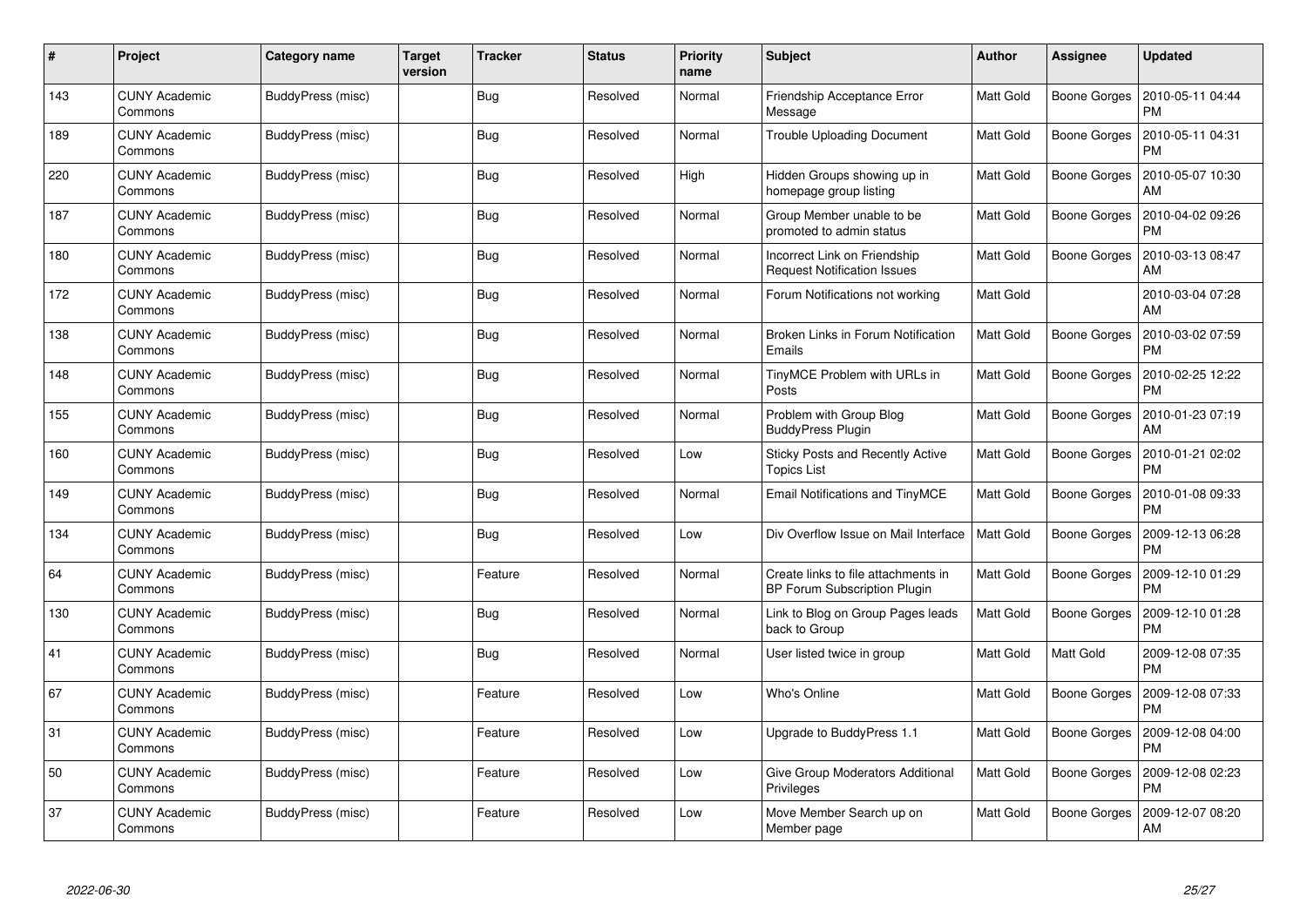| # | Project | Category name | Target version | Tracker | Status | Priority name | Subject | Author | Assignee | Updated |
|---|---|---|---|---|---|---|---|---|---|---|
| 143 | CUNY Academic Commons | BuddyPress (misc) | | Bug | Resolved | Normal | Friendship Acceptance Error Message | Matt Gold | Boone Gorges | 2010-05-11 04:44 PM |
| 189 | CUNY Academic Commons | BuddyPress (misc) | | Bug | Resolved | Normal | Trouble Uploading Document | Matt Gold | Boone Gorges | 2010-05-11 04:31 PM |
| 220 | CUNY Academic Commons | BuddyPress (misc) | | Bug | Resolved | High | Hidden Groups showing up in homepage group listing | Matt Gold | Boone Gorges | 2010-05-07 10:30 AM |
| 187 | CUNY Academic Commons | BuddyPress (misc) | | Bug | Resolved | Normal | Group Member unable to be promoted to admin status | Matt Gold | Boone Gorges | 2010-04-02 09:26 PM |
| 180 | CUNY Academic Commons | BuddyPress (misc) | | Bug | Resolved | Normal | Incorrect Link on Friendship Request Notification Issues | Matt Gold | Boone Gorges | 2010-03-13 08:47 AM |
| 172 | CUNY Academic Commons | BuddyPress (misc) | | Bug | Resolved | Normal | Forum Notifications not working | Matt Gold | | 2010-03-04 07:28 AM |
| 138 | CUNY Academic Commons | BuddyPress (misc) | | Bug | Resolved | Normal | Broken Links in Forum Notification Emails | Matt Gold | Boone Gorges | 2010-03-02 07:59 PM |
| 148 | CUNY Academic Commons | BuddyPress (misc) | | Bug | Resolved | Normal | TinyMCE Problem with URLs in Posts | Matt Gold | Boone Gorges | 2010-02-25 12:22 PM |
| 155 | CUNY Academic Commons | BuddyPress (misc) | | Bug | Resolved | Normal | Problem with Group Blog BuddyPress Plugin | Matt Gold | Boone Gorges | 2010-01-23 07:19 AM |
| 160 | CUNY Academic Commons | BuddyPress (misc) | | Bug | Resolved | Low | Sticky Posts and Recently Active Topics List | Matt Gold | Boone Gorges | 2010-01-21 02:02 PM |
| 149 | CUNY Academic Commons | BuddyPress (misc) | | Bug | Resolved | Normal | Email Notifications and TinyMCE | Matt Gold | Boone Gorges | 2010-01-08 09:33 PM |
| 134 | CUNY Academic Commons | BuddyPress (misc) | | Bug | Resolved | Low | Div Overflow Issue on Mail Interface | Matt Gold | Boone Gorges | 2009-12-13 06:28 PM |
| 64 | CUNY Academic Commons | BuddyPress (misc) | | Feature | Resolved | Normal | Create links to file attachments in BP Forum Subscription Plugin | Matt Gold | Boone Gorges | 2009-12-10 01:29 PM |
| 130 | CUNY Academic Commons | BuddyPress (misc) | | Bug | Resolved | Normal | Link to Blog on Group Pages leads back to Group | Matt Gold | Boone Gorges | 2009-12-10 01:28 PM |
| 41 | CUNY Academic Commons | BuddyPress (misc) | | Bug | Resolved | Normal | User listed twice in group | Matt Gold | Matt Gold | 2009-12-08 07:35 PM |
| 67 | CUNY Academic Commons | BuddyPress (misc) | | Feature | Resolved | Low | Who's Online | Matt Gold | Boone Gorges | 2009-12-08 07:33 PM |
| 31 | CUNY Academic Commons | BuddyPress (misc) | | Feature | Resolved | Low | Upgrade to BuddyPress 1.1 | Matt Gold | Boone Gorges | 2009-12-08 04:00 PM |
| 50 | CUNY Academic Commons | BuddyPress (misc) | | Feature | Resolved | Low | Give Group Moderators Additional Privileges | Matt Gold | Boone Gorges | 2009-12-08 02:23 PM |
| 37 | CUNY Academic Commons | BuddyPress (misc) | | Feature | Resolved | Low | Move Member Search up on Member page | Matt Gold | Boone Gorges | 2009-12-07 08:20 AM |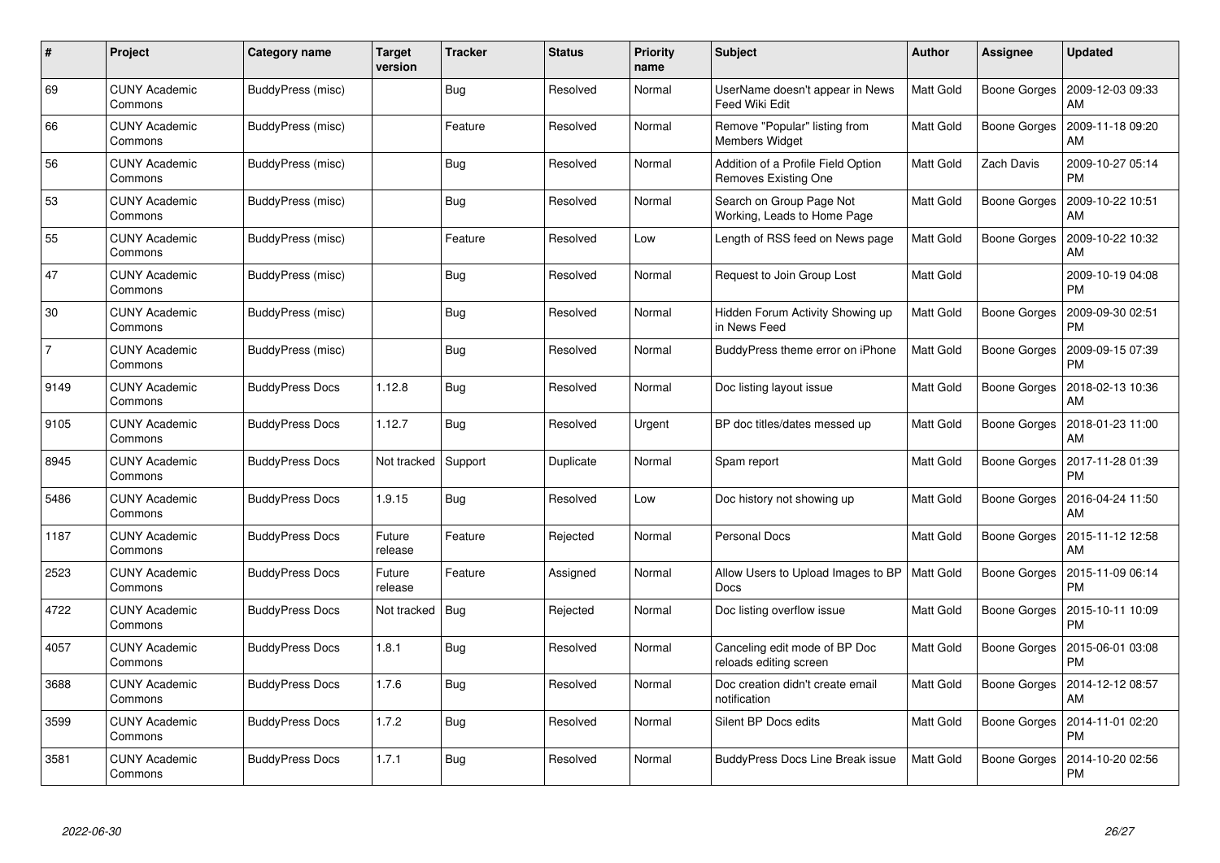| # | Project | Category name | Target version | Tracker | Status | Priority name | Subject | Author | Assignee | Updated |
|---|---|---|---|---|---|---|---|---|---|---|
| 69 | CUNY Academic Commons | BuddyPress (misc) | | Bug | Resolved | Normal | UserName doesn't appear in News Feed Wiki Edit | Matt Gold | Boone Gorges | 2009-12-03 09:33 AM |
| 66 | CUNY Academic Commons | BuddyPress (misc) | | Feature | Resolved | Normal | Remove "Popular" listing from Members Widget | Matt Gold | Boone Gorges | 2009-11-18 09:20 AM |
| 56 | CUNY Academic Commons | BuddyPress (misc) | | Bug | Resolved | Normal | Addition of a Profile Field Option Removes Existing One | Matt Gold | Zach Davis | 2009-10-27 05:14 PM |
| 53 | CUNY Academic Commons | BuddyPress (misc) | | Bug | Resolved | Normal | Search on Group Page Not Working, Leads to Home Page | Matt Gold | Boone Gorges | 2009-10-22 10:51 AM |
| 55 | CUNY Academic Commons | BuddyPress (misc) | | Feature | Resolved | Low | Length of RSS feed on News page | Matt Gold | Boone Gorges | 2009-10-22 10:32 AM |
| 47 | CUNY Academic Commons | BuddyPress (misc) | | Bug | Resolved | Normal | Request to Join Group Lost | Matt Gold | | 2009-10-19 04:08 PM |
| 30 | CUNY Academic Commons | BuddyPress (misc) | | Bug | Resolved | Normal | Hidden Forum Activity Showing up in News Feed | Matt Gold | Boone Gorges | 2009-09-30 02:51 PM |
| 7 | CUNY Academic Commons | BuddyPress (misc) | | Bug | Resolved | Normal | BuddyPress theme error on iPhone | Matt Gold | Boone Gorges | 2009-09-15 07:39 PM |
| 9149 | CUNY Academic Commons | BuddyPress Docs | 1.12.8 | Bug | Resolved | Normal | Doc listing layout issue | Matt Gold | Boone Gorges | 2018-02-13 10:36 AM |
| 9105 | CUNY Academic Commons | BuddyPress Docs | 1.12.7 | Bug | Resolved | Urgent | BP doc titles/dates messed up | Matt Gold | Boone Gorges | 2018-01-23 11:00 AM |
| 8945 | CUNY Academic Commons | BuddyPress Docs | Not tracked | Support | Duplicate | Normal | Spam report | Matt Gold | Boone Gorges | 2017-11-28 01:39 PM |
| 5486 | CUNY Academic Commons | BuddyPress Docs | 1.9.15 | Bug | Resolved | Low | Doc history not showing up | Matt Gold | Boone Gorges | 2016-04-24 11:50 AM |
| 1187 | CUNY Academic Commons | BuddyPress Docs | Future release | Feature | Rejected | Normal | Personal Docs | Matt Gold | Boone Gorges | 2015-11-12 12:58 AM |
| 2523 | CUNY Academic Commons | BuddyPress Docs | Future release | Feature | Assigned | Normal | Allow Users to Upload Images to BP Docs | Matt Gold | Boone Gorges | 2015-11-09 06:14 PM |
| 4722 | CUNY Academic Commons | BuddyPress Docs | Not tracked | Bug | Rejected | Normal | Doc listing overflow issue | Matt Gold | Boone Gorges | 2015-10-11 10:09 PM |
| 4057 | CUNY Academic Commons | BuddyPress Docs | 1.8.1 | Bug | Resolved | Normal | Canceling edit mode of BP Doc reloads editing screen | Matt Gold | Boone Gorges | 2015-06-01 03:08 PM |
| 3688 | CUNY Academic Commons | BuddyPress Docs | 1.7.6 | Bug | Resolved | Normal | Doc creation didn't create email notification | Matt Gold | Boone Gorges | 2014-12-12 08:57 AM |
| 3599 | CUNY Academic Commons | BuddyPress Docs | 1.7.2 | Bug | Resolved | Normal | Silent BP Docs edits | Matt Gold | Boone Gorges | 2014-11-01 02:20 PM |
| 3581 | CUNY Academic Commons | BuddyPress Docs | 1.7.1 | Bug | Resolved | Normal | BuddyPress Docs Line Break issue | Matt Gold | Boone Gorges | 2014-10-20 02:56 PM |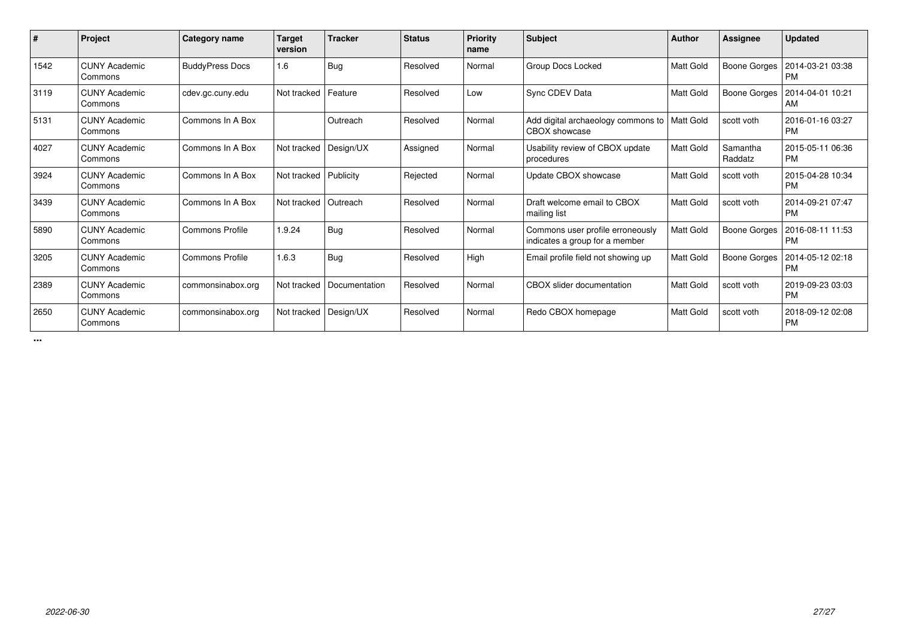| # | Project | Category name | Target version | Tracker | Status | Priority name | Subject | Author | Assignee | Updated |
|---|---|---|---|---|---|---|---|---|---|---|
| 1542 | CUNY Academic Commons | BuddyPress Docs | 1.6 | Bug | Resolved | Normal | Group Docs Locked | Matt Gold | Boone Gorges | 2014-03-21 03:38 PM |
| 3119 | CUNY Academic Commons | cdev.gc.cuny.edu | Not tracked | Feature | Resolved | Low | Sync CDEV Data | Matt Gold | Boone Gorges | 2014-04-01 10:21 AM |
| 5131 | CUNY Academic Commons | Commons In A Box | | Outreach | Resolved | Normal | Add digital archaeology commons to CBOX showcase | Matt Gold | scott voth | 2016-01-16 03:27 PM |
| 4027 | CUNY Academic Commons | Commons In A Box | Not tracked | Design/UX | Assigned | Normal | Usability review of CBOX update procedures | Matt Gold | Samantha Raddatz | 2015-05-11 06:36 PM |
| 3924 | CUNY Academic Commons | Commons In A Box | Not tracked | Publicity | Rejected | Normal | Update CBOX showcase | Matt Gold | scott voth | 2015-04-28 10:34 PM |
| 3439 | CUNY Academic Commons | Commons In A Box | Not tracked | Outreach | Resolved | Normal | Draft welcome email to CBOX mailing list | Matt Gold | scott voth | 2014-09-21 07:47 PM |
| 5890 | CUNY Academic Commons | Commons Profile | 1.9.24 | Bug | Resolved | Normal | Commons user profile erroneously indicates a group for a member | Matt Gold | Boone Gorges | 2016-08-11 11:53 PM |
| 3205 | CUNY Academic Commons | Commons Profile | 1.6.3 | Bug | Resolved | High | Email profile field not showing up | Matt Gold | Boone Gorges | 2014-05-12 02:18 PM |
| 2389 | CUNY Academic Commons | commonsinabox.org | Not tracked | Documentation | Resolved | Normal | CBOX slider documentation | Matt Gold | scott voth | 2019-09-23 03:03 PM |
| 2650 | CUNY Academic Commons | commonsinabox.org | Not tracked | Design/UX | Resolved | Normal | Redo CBOX homepage | Matt Gold | scott voth | 2018-09-12 02:08 PM |

...